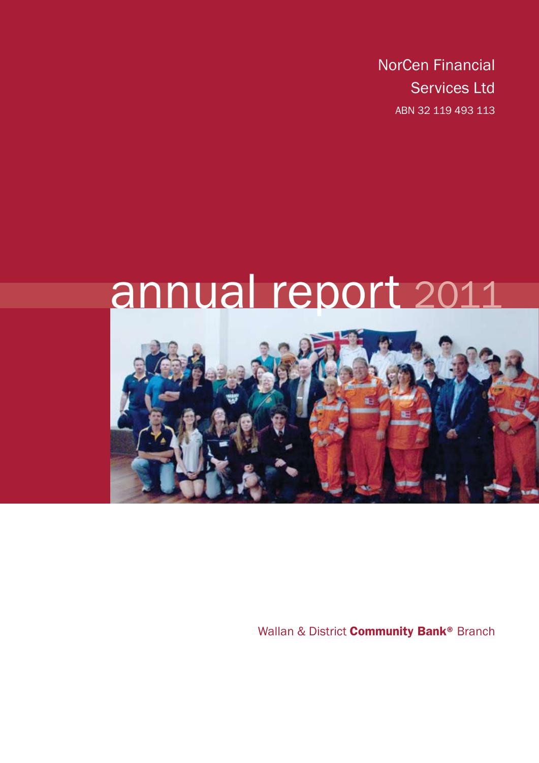NorCen Financial Services Ltd

ABN 32 119 493 113

# annual report 2011

Wallan & District **Community Bank®** Branch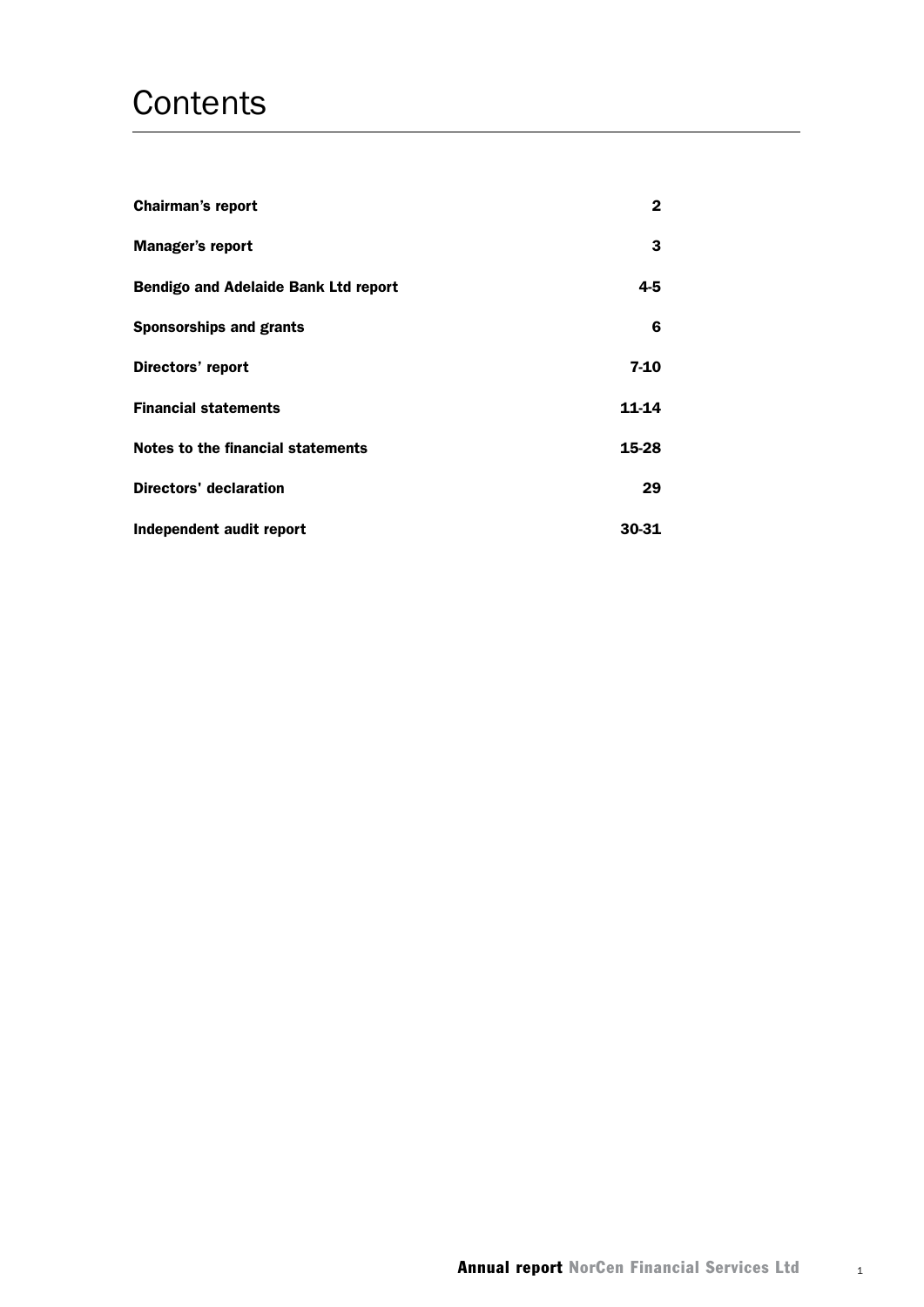# Contents

| | |
|---|---|
| **Chairman's report** | **2** |
| **Manager's report** | **3** |
| **Bendigo and Adelaide Bank Ltd report** | **4-5** |
| **Sponsorships and grants** | **6** |
| **Directors' report** | **7-10** |
| **Financial statements** | **11-14** |
| **Notes to the financial statements** | **15-28** |
| **Directors' declaration** | **29** |
| **Independent audit report** | **30-31** |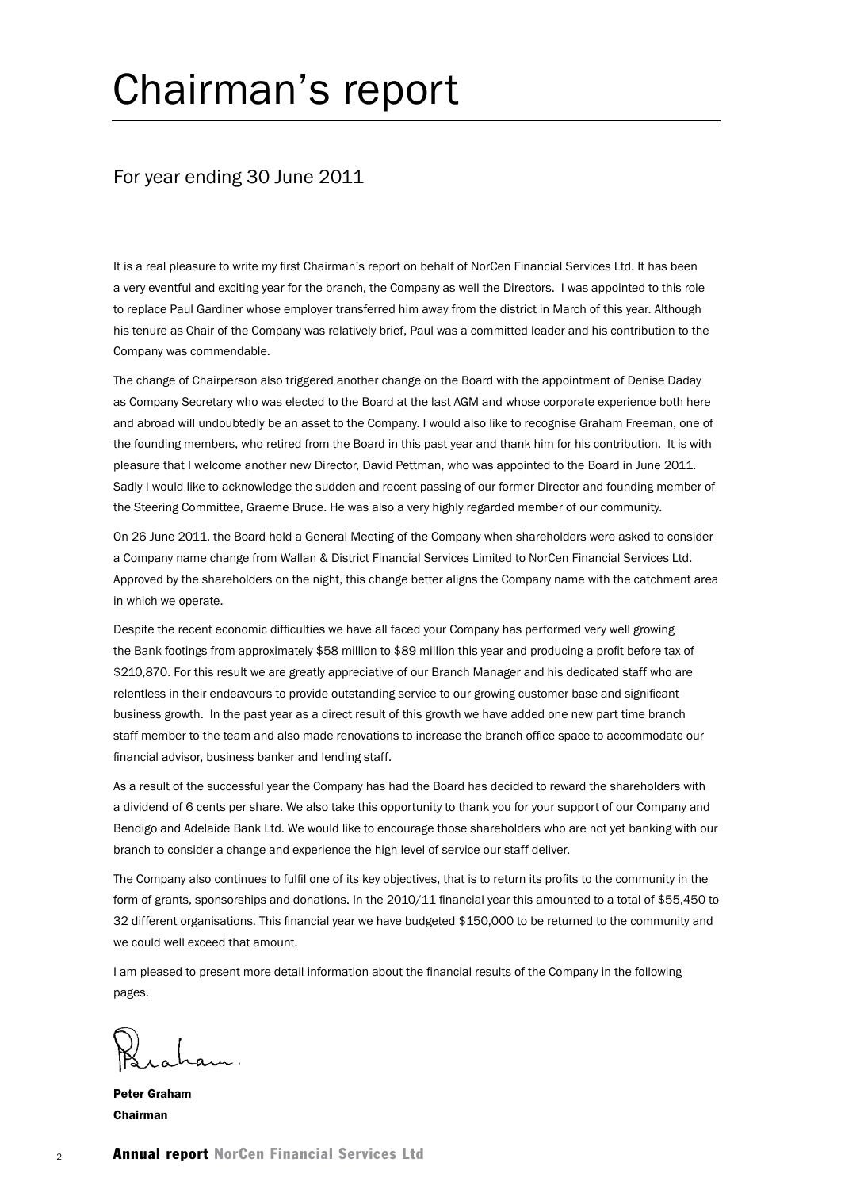# Chairman's report

## For year ending 30 June 2011

It is a real pleasure to write my first Chairman's report on behalf of NorCen Financial Services Ltd. It has been a very eventful and exciting year for the branch, the Company as well the Directors. I was appointed to this role to replace Paul Gardiner whose employer transferred him away from the district in March of this year. Although his tenure as Chair of the Company was relatively brief, Paul was a committed leader and his contribution to the Company was commendable.

The change of Chairperson also triggered another change on the Board with the appointment of Denise Daday as Company Secretary who was elected to the Board at the last AGM and whose corporate experience both here and abroad will undoubtedly be an asset to the Company. I would also like to recognise Graham Freeman, one of the founding members, who retired from the Board in this past year and thank him for his contribution. It is with pleasure that I welcome another new Director, David Pettman, who was appointed to the Board in June 2011. Sadly I would like to acknowledge the sudden and recent passing of our former Director and founding member of the Steering Committee, Graeme Bruce. He was also a very highly regarded member of our community.

On 26 June 2011, the Board held a General Meeting of the Company when shareholders were asked to consider a Company name change from Wallan & District Financial Services Limited to NorCen Financial Services Ltd. Approved by the shareholders on the night, this change better aligns the Company name with the catchment area in which we operate.

Despite the recent economic difficulties we have all faced your Company has performed very well growing the Bank footings from approximately $58 million to $89 million this year and producing a profit before tax of $210,870. For this result we are greatly appreciative of our Branch Manager and his dedicated staff who are relentless in their endeavours to provide outstanding service to our growing customer base and significant business growth. In the past year as a direct result of this growth we have added one new part time branch staff member to the team and also made renovations to increase the branch office space to accommodate our financial advisor, business banker and lending staff.

As a result of the successful year the Company has had the Board has decided to reward the shareholders with a dividend of 6 cents per share. We also take this opportunity to thank you for your support of our Company and Bendigo and Adelaide Bank Ltd. We would like to encourage those shareholders who are not yet banking with our branch to consider a change and experience the high level of service our staff deliver.

The Company also continues to fulfil one of its key objectives, that is to return its profits to the community in the form of grants, sponsorships and donations. In the 2010/11 financial year this amounted to a total of $55,450 to 32 different organisations. This financial year we have budgeted $150,000 to be returned to the community and we could well exceed that amount.

I am pleased to present more detail information about the financial results of the Company in the following pages.

**Peter Graham**
**Chairman**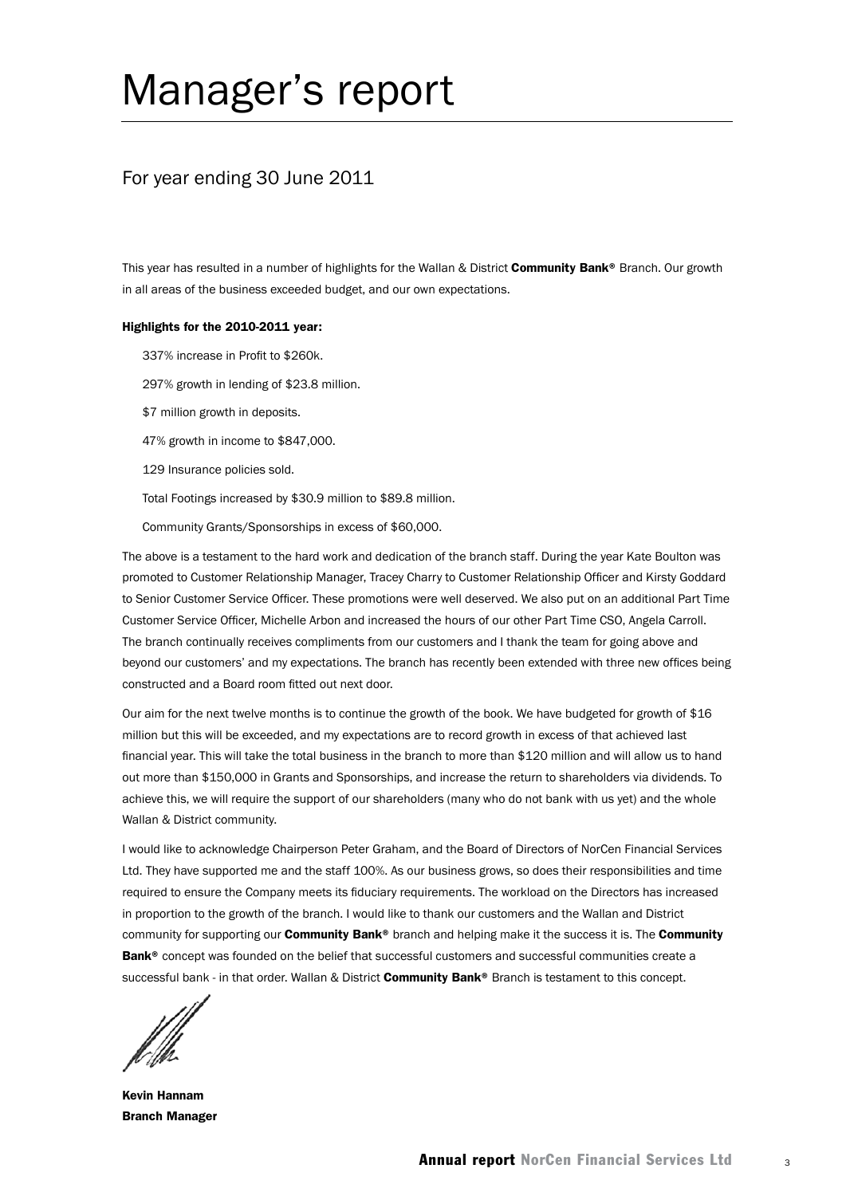# Manager's report

## For year ending 30 June 2011

This year has resulted in a number of highlights for the Wallan & District **Community Bank®** Branch. Our growth in all areas of the business exceeded budget, and our own expectations.

**Highlights for the 2010-2011 year:**

337% increase in Profit to $260k.

297% growth in lending of $23.8 million.

$7 million growth in deposits.

47% growth in income to $847,000.

129 Insurance policies sold.

Total Footings increased by $30.9 million to $89.8 million.

Community Grants/Sponsorships in excess of $60,000.

The above is a testament to the hard work and dedication of the branch staff. During the year Kate Boulton was promoted to Customer Relationship Manager, Tracey Charry to Customer Relationship Officer and Kirsty Goddard to Senior Customer Service Officer. These promotions were well deserved. We also put on an additional Part Time Customer Service Officer, Michelle Arbon and increased the hours of our other Part Time CSO, Angela Carroll. The branch continually receives compliments from our customers and I thank the team for going above and beyond our customers' and my expectations. The branch has recently been extended with three new offices being constructed and a Board room fitted out next door.

Our aim for the next twelve months is to continue the growth of the book. We have budgeted for growth of $16 million but this will be exceeded, and my expectations are to record growth in excess of that achieved last financial year. This will take the total business in the branch to more than $120 million and will allow us to hand out more than $150,000 in Grants and Sponsorships, and increase the return to shareholders via dividends. To achieve this, we will require the support of our shareholders (many who do not bank with us yet) and the whole Wallan & District community.

I would like to acknowledge Chairperson Peter Graham, and the Board of Directors of NorCen Financial Services Ltd. They have supported me and the staff 100%. As our business grows, so does their responsibilities and time required to ensure the Company meets its fiduciary requirements. The workload on the Directors has increased in proportion to the growth of the branch. I would like to thank our customers and the Wallan and District community for supporting our **Community Bank®** branch and helping make it the success it is. The **Community Bank®** concept was founded on the belief that successful customers and successful communities create a successful bank - in that order. Wallan & District **Community Bank®** Branch is testament to this concept.

**Kevin Hannam**
**Branch Manager**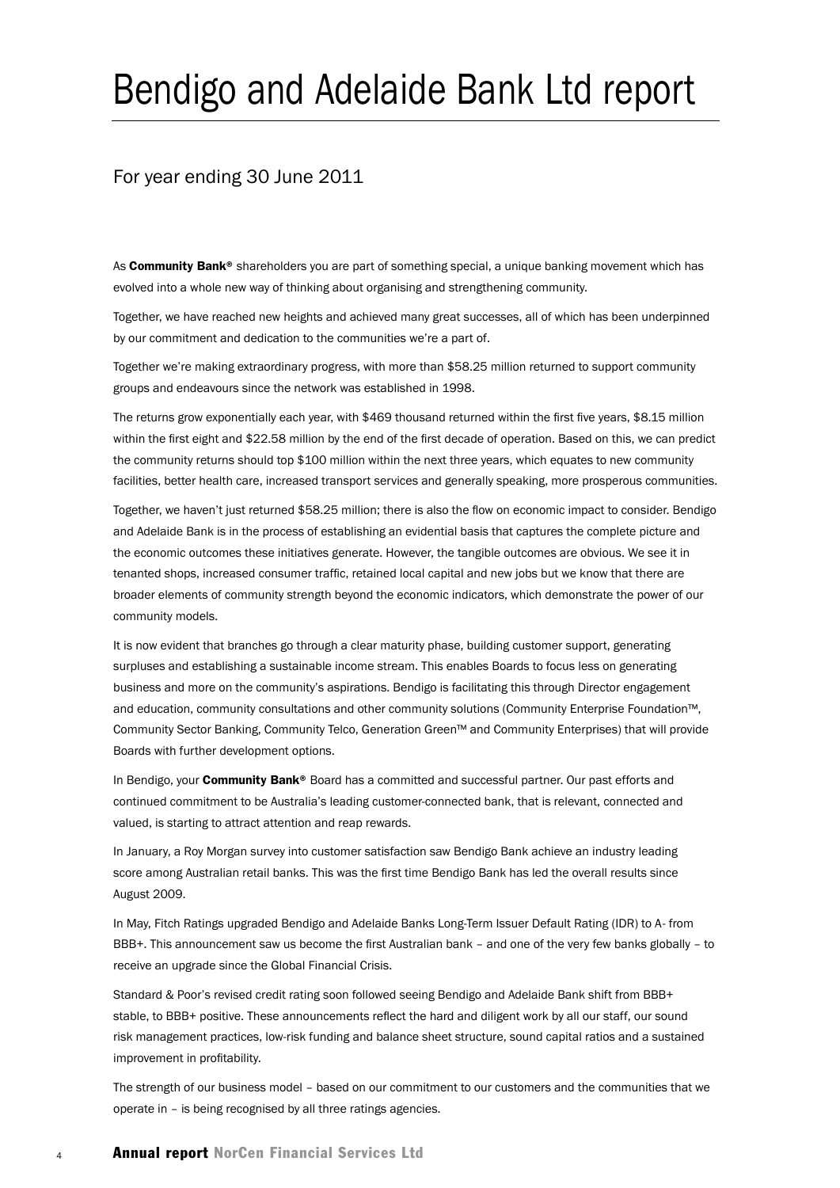# Bendigo and Adelaide Bank Ltd report

## For year ending 30 June 2011

As **Community Bank®** shareholders you are part of something special, a unique banking movement which has evolved into a whole new way of thinking about organising and strengthening community.

Together, we have reached new heights and achieved many great successes, all of which has been underpinned by our commitment and dedication to the communities we're a part of.

Together we're making extraordinary progress, with more than $58.25 million returned to support community groups and endeavours since the network was established in 1998.

The returns grow exponentially each year, with $469 thousand returned within the first five years, $8.15 million within the first eight and $22.58 million by the end of the first decade of operation. Based on this, we can predict the community returns should top $100 million within the next three years, which equates to new community facilities, better health care, increased transport services and generally speaking, more prosperous communities.

Together, we haven't just returned $58.25 million; there is also the flow on economic impact to consider. Bendigo and Adelaide Bank is in the process of establishing an evidential basis that captures the complete picture and the economic outcomes these initiatives generate. However, the tangible outcomes are obvious. We see it in tenanted shops, increased consumer traffic, retained local capital and new jobs but we know that there are broader elements of community strength beyond the economic indicators, which demonstrate the power of our community models.

It is now evident that branches go through a clear maturity phase, building customer support, generating surpluses and establishing a sustainable income stream. This enables Boards to focus less on generating business and more on the community's aspirations. Bendigo is facilitating this through Director engagement and education, community consultations and other community solutions (Community Enterprise Foundation™, Community Sector Banking, Community Telco, Generation Green™ and Community Enterprises) that will provide Boards with further development options.

In Bendigo, your **Community Bank®** Board has a committed and successful partner. Our past efforts and continued commitment to be Australia's leading customer-connected bank, that is relevant, connected and valued, is starting to attract attention and reap rewards.

In January, a Roy Morgan survey into customer satisfaction saw Bendigo Bank achieve an industry leading score among Australian retail banks. This was the first time Bendigo Bank has led the overall results since August 2009.

In May, Fitch Ratings upgraded Bendigo and Adelaide Banks Long-Term Issuer Default Rating (IDR) to A- from BBB+. This announcement saw us become the first Australian bank – and one of the very few banks globally – to receive an upgrade since the Global Financial Crisis.

Standard & Poor's revised credit rating soon followed seeing Bendigo and Adelaide Bank shift from BBB+ stable, to BBB+ positive. These announcements reflect the hard and diligent work by all our staff, our sound risk management practices, low-risk funding and balance sheet structure, sound capital ratios and a sustained improvement in profitability.

The strength of our business model – based on our commitment to our customers and the communities that we operate in – is being recognised by all three ratings agencies.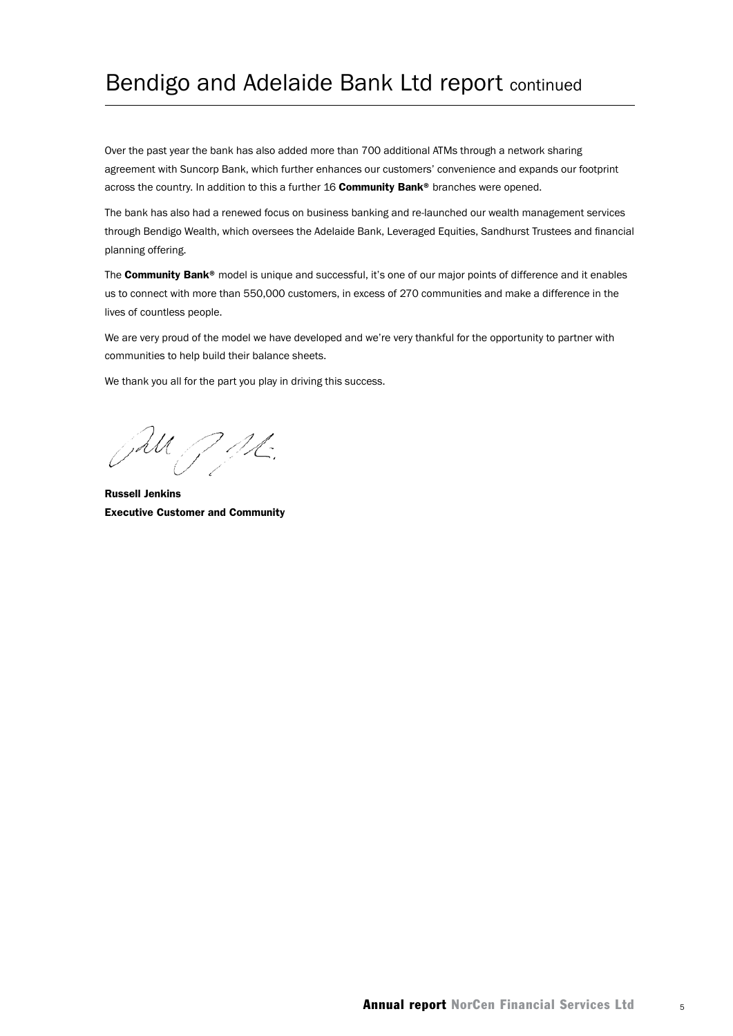# Bendigo and Adelaide Bank Ltd report continued

Over the past year the bank has also added more than 700 additional ATMs through a network sharing agreement with Suncorp Bank, which further enhances our customers' convenience and expands our footprint across the country. In addition to this a further 16 **Community Bank®** branches were opened.

The bank has also had a renewed focus on business banking and re-launched our wealth management services through Bendigo Wealth, which oversees the Adelaide Bank, Leveraged Equities, Sandhurst Trustees and financial planning offering.

The **Community Bank®** model is unique and successful, it's one of our major points of difference and it enables us to connect with more than 550,000 customers, in excess of 270 communities and make a difference in the lives of countless people.

We are very proud of the model we have developed and we're very thankful for the opportunity to partner with communities to help build their balance sheets.

We thank you all for the part you play in driving this success.

**Russell Jenkins**
**Executive Customer and Community**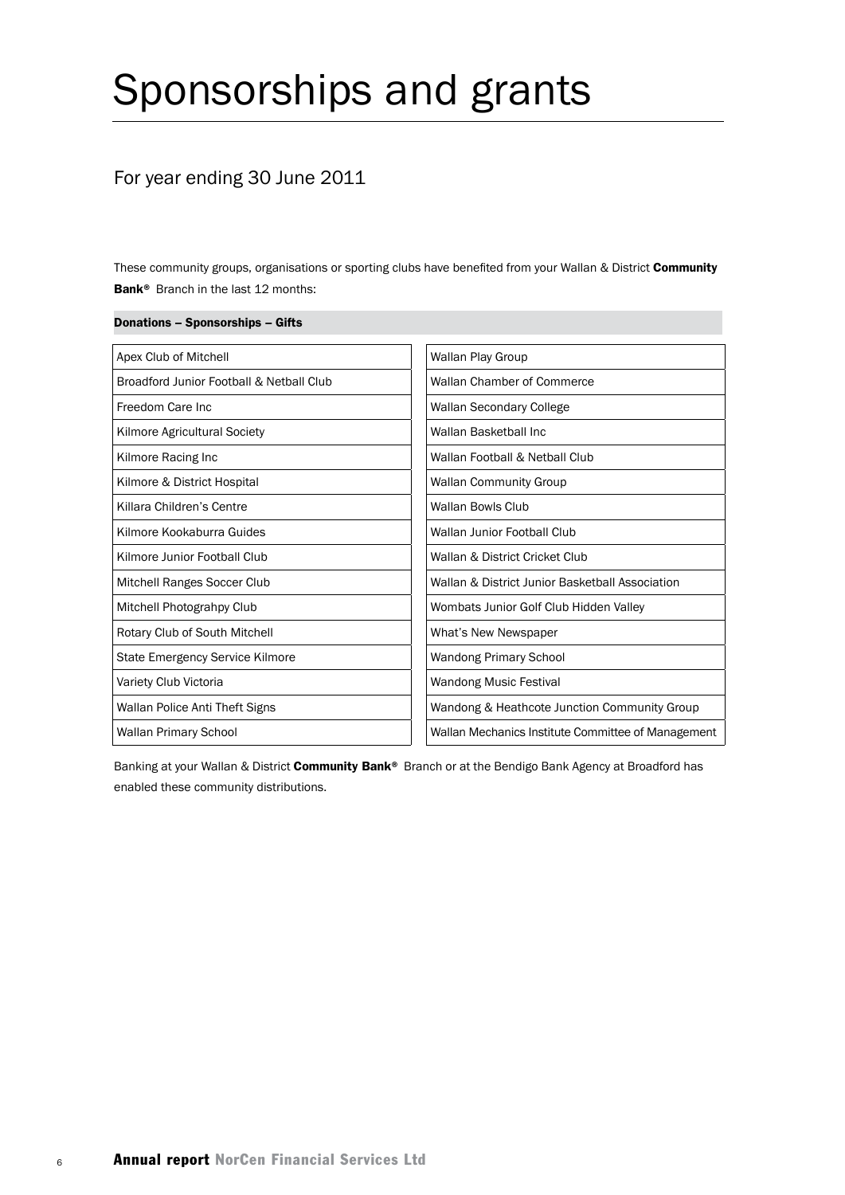# Sponsorships and grants

## For year ending 30 June 2011

These community groups, organisations or sporting clubs have benefited from your Wallan & District **Community Bank®** Branch in the last 12 months:

**Donations – Sponsorships – Gifts**

| | |
|---|---|
| Apex Club of Mitchell | Wallan Play Group |
| Broadford Junior Football & Netball Club | Wallan Chamber of Commerce |
| Freedom Care Inc | Wallan Secondary College |
| Kilmore Agricultural Society | Wallan Basketball Inc |
| Kilmore Racing Inc | Wallan Football & Netball Club |
| Kilmore & District Hospital | Wallan Community Group |
| Killara Children's Centre | Wallan Bowls Club |
| Kilmore Kookaburra Guides | Wallan Junior Football Club |
| Kilmore Junior Football Club | Wallan & District Cricket Club |
| Mitchell Ranges Soccer Club | Wallan & District Junior Basketball Association |
| Mitchell Photograhpy Club | Wombats Junior Golf Club Hidden Valley |
| Rotary Club of South Mitchell | What's New Newspaper |
| State Emergency Service Kilmore | Wandong Primary School |
| Variety Club Victoria | Wandong Music Festival |
| Wallan Police Anti Theft Signs | Wandong & Heathcote Junction Community Group |
| Wallan Primary School | Wallan Mechanics Institute Committee of Management |

Banking at your Wallan & District **Community Bank®** Branch or at the Bendigo Bank Agency at Broadford has enabled these community distributions.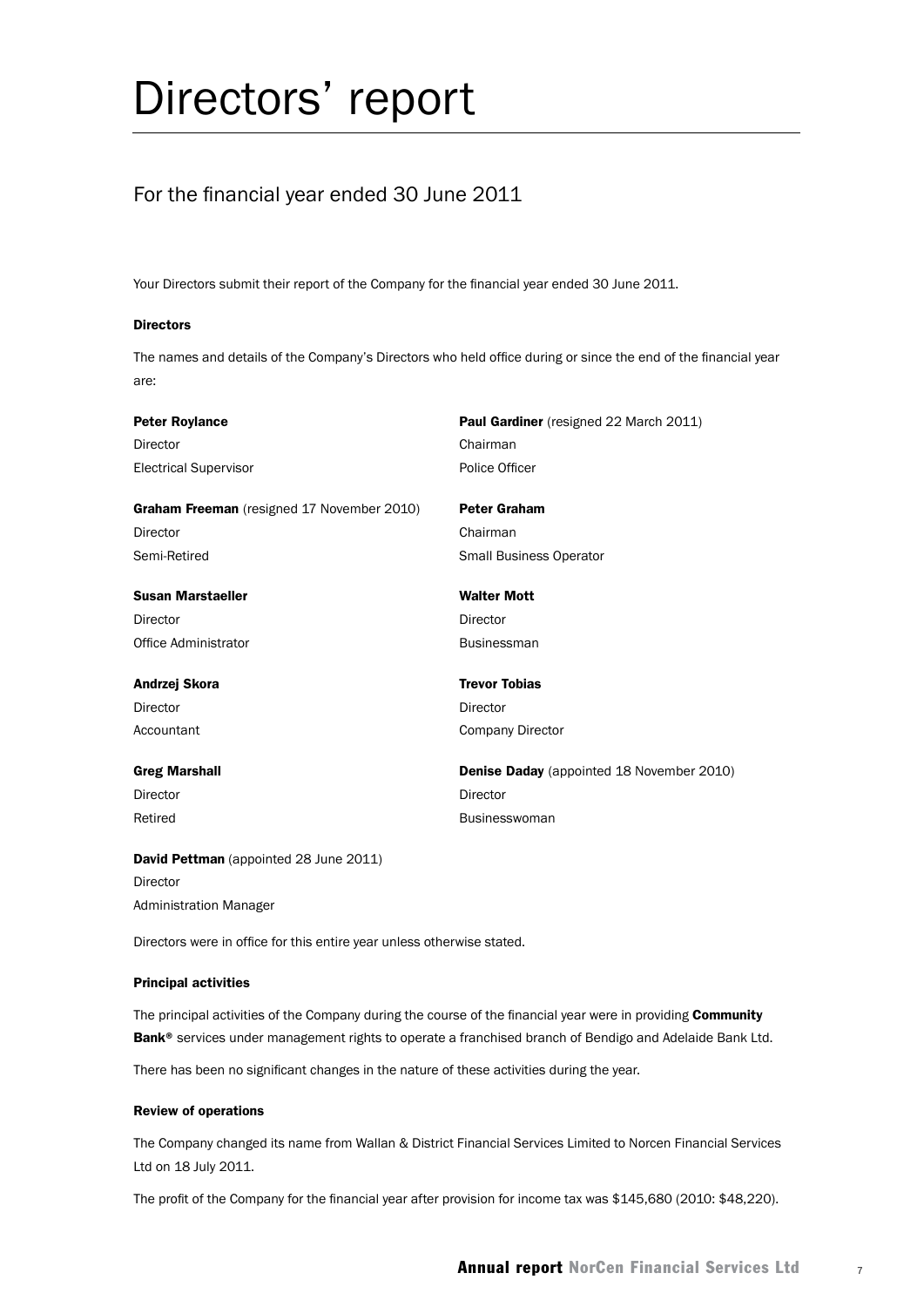# Directors' report

## For the financial year ended 30 June 2011

Your Directors submit their report of the Company for the financial year ended 30 June 2011.

#### Directors

The names and details of the Company's Directors who held office during or since the end of the financial year are:

**Peter Roylance**
Director
Electrical Supervisor

**Paul Gardiner** (resigned 22 March 2011)
Chairman
Police Officer

**Graham Freeman** (resigned 17 November 2010)
Director
Semi-Retired

**Peter Graham**
Chairman
Small Business Operator

**Susan Marstaeller**
Director
Office Administrator

**Walter Mott**
Director
Businessman

**Andrzej Skora**
Director
Accountant

**Trevor Tobias**
Director
Company Director

**Greg Marshall**
Director
Retired

**Denise Daday** (appointed 18 November 2010)
Director
Businesswoman

**David Pettman** (appointed 28 June 2011)
Director
Administration Manager

Directors were in office for this entire year unless otherwise stated.

#### Principal activities

The principal activities of the Company during the course of the financial year were in providing **Community Bank®** services under management rights to operate a franchised branch of Bendigo and Adelaide Bank Ltd.

There has been no significant changes in the nature of these activities during the year.

#### Review of operations

The Company changed its name from Wallan & District Financial Services Limited to Norcen Financial Services Ltd on 18 July 2011.

The profit of the Company for the financial year after provision for income tax was $145,680 (2010: $48,220).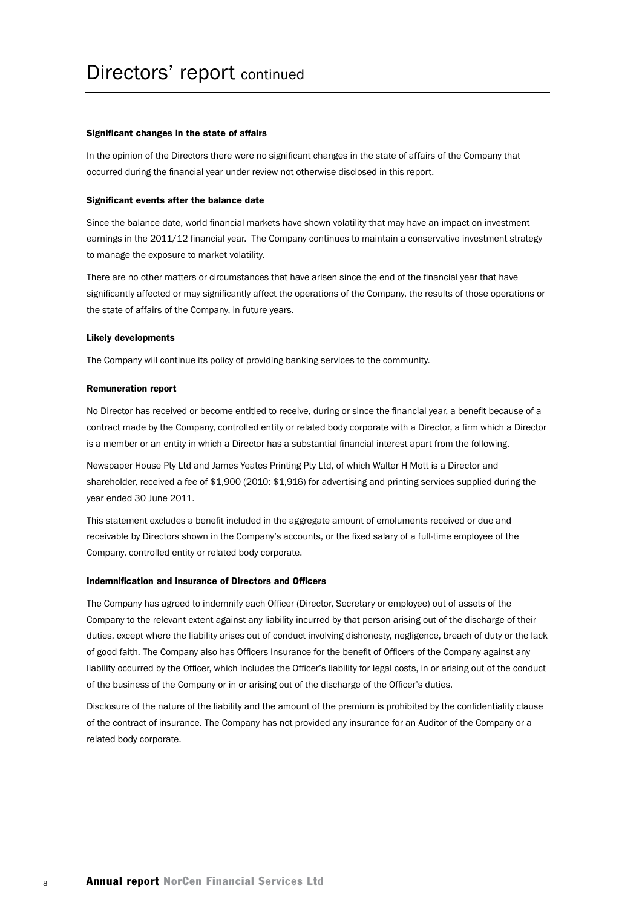# Directors' report continued

### Significant changes in the state of affairs

In the opinion of the Directors there were no significant changes in the state of affairs of the Company that occurred during the financial year under review not otherwise disclosed in this report.

### Significant events after the balance date

Since the balance date, world financial markets have shown volatility that may have an impact on investment earnings in the 2011/12 financial year. The Company continues to maintain a conservative investment strategy to manage the exposure to market volatility.

There are no other matters or circumstances that have arisen since the end of the financial year that have significantly affected or may significantly affect the operations of the Company, the results of those operations or the state of affairs of the Company, in future years.

### Likely developments

The Company will continue its policy of providing banking services to the community.

### Remuneration report

No Director has received or become entitled to receive, during or since the financial year, a benefit because of a contract made by the Company, controlled entity or related body corporate with a Director, a firm which a Director is a member or an entity in which a Director has a substantial financial interest apart from the following.

Newspaper House Pty Ltd and James Yeates Printing Pty Ltd, of which Walter H Mott is a Director and shareholder, received a fee of $1,900 (2010: $1,916) for advertising and printing services supplied during the year ended 30 June 2011.

This statement excludes a benefit included in the aggregate amount of emoluments received or due and receivable by Directors shown in the Company's accounts, or the fixed salary of a full-time employee of the Company, controlled entity or related body corporate.

### Indemnification and insurance of Directors and Officers

The Company has agreed to indemnify each Officer (Director, Secretary or employee) out of assets of the Company to the relevant extent against any liability incurred by that person arising out of the discharge of their duties, except where the liability arises out of conduct involving dishonesty, negligence, breach of duty or the lack of good faith. The Company also has Officers Insurance for the benefit of Officers of the Company against any liability occurred by the Officer, which includes the Officer's liability for legal costs, in or arising out of the conduct of the business of the Company or in or arising out of the discharge of the Officer's duties.

Disclosure of the nature of the liability and the amount of the premium is prohibited by the confidentiality clause of the contract of insurance. The Company has not provided any insurance for an Auditor of the Company or a related body corporate.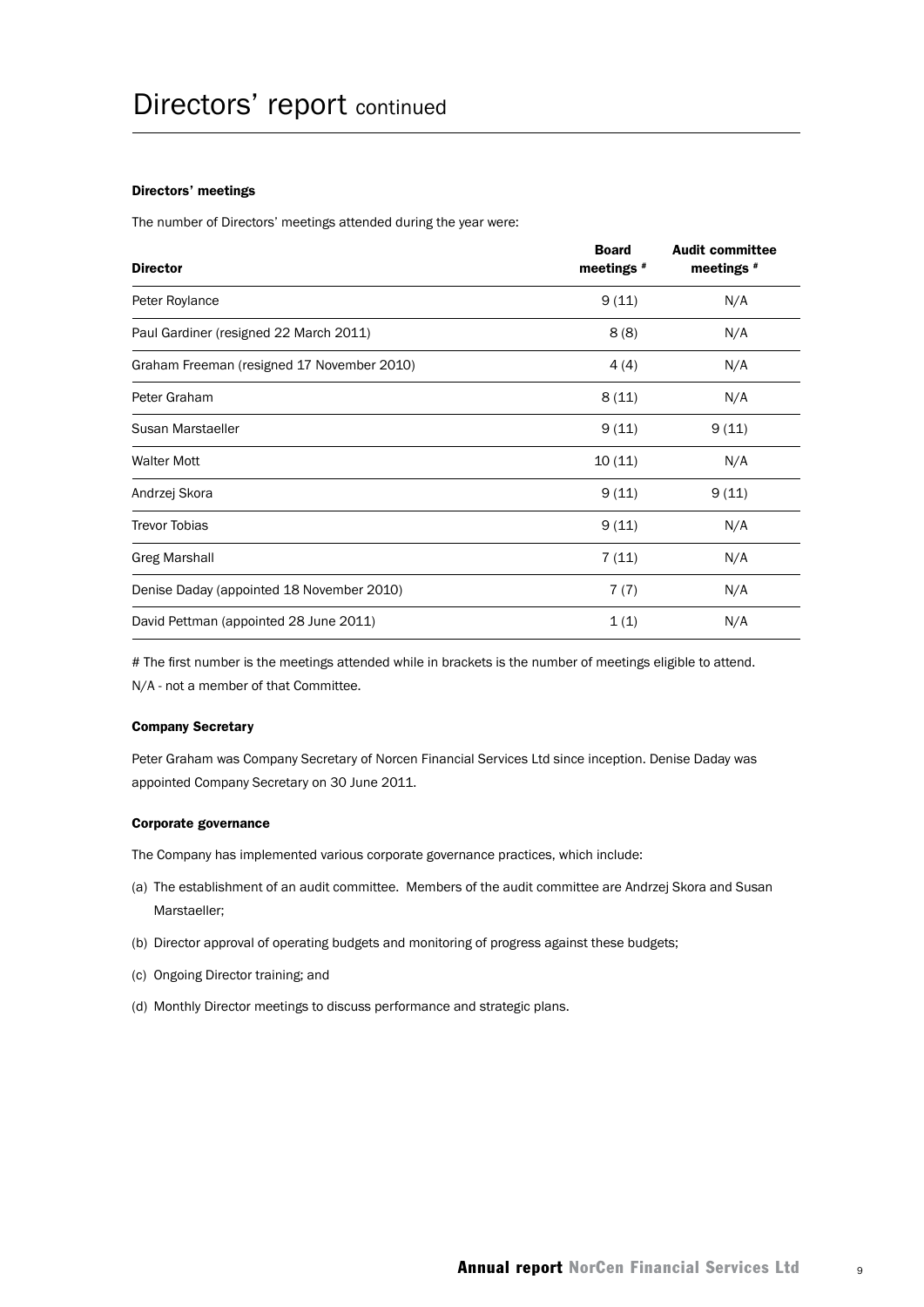# Directors' report continued

### Directors' meetings

The number of Directors' meetings attended during the year were:

| Director | Board meetings # | Audit committee meetings # |
|---|---|---|
| Peter Roylance | 9 (11) | N/A |
| Paul Gardiner (resigned 22 March 2011) | 8 (8) | N/A |
| Graham Freeman (resigned 17 November 2010) | 4 (4) | N/A |
| Peter Graham | 8 (11) | N/A |
| Susan Marstaeller | 9 (11) | 9 (11) |
| Walter Mott | 10 (11) | N/A |
| Andrzej Skora | 9 (11) | 9 (11) |
| Trevor Tobias | 9 (11) | N/A |
| Greg Marshall | 7 (11) | N/A |
| Denise Daday (appointed 18 November 2010) | 7 (7) | N/A |
| David Pettman (appointed 28 June 2011) | 1 (1) | N/A |

# The first number is the meetings attended while in brackets is the number of meetings eligible to attend.
N/A - not a member of that Committee.

### Company Secretary

Peter Graham was Company Secretary of Norcen Financial Services Ltd since inception. Denise Daday was appointed Company Secretary on 30 June 2011.

### Corporate governance

The Company has implemented various corporate governance practices, which include:

(a) The establishment of an audit committee. Members of the audit committee are Andrzej Skora and Susan Marstaeller;

(b) Director approval of operating budgets and monitoring of progress against these budgets;

(c) Ongoing Director training; and

(d) Monthly Director meetings to discuss performance and strategic plans.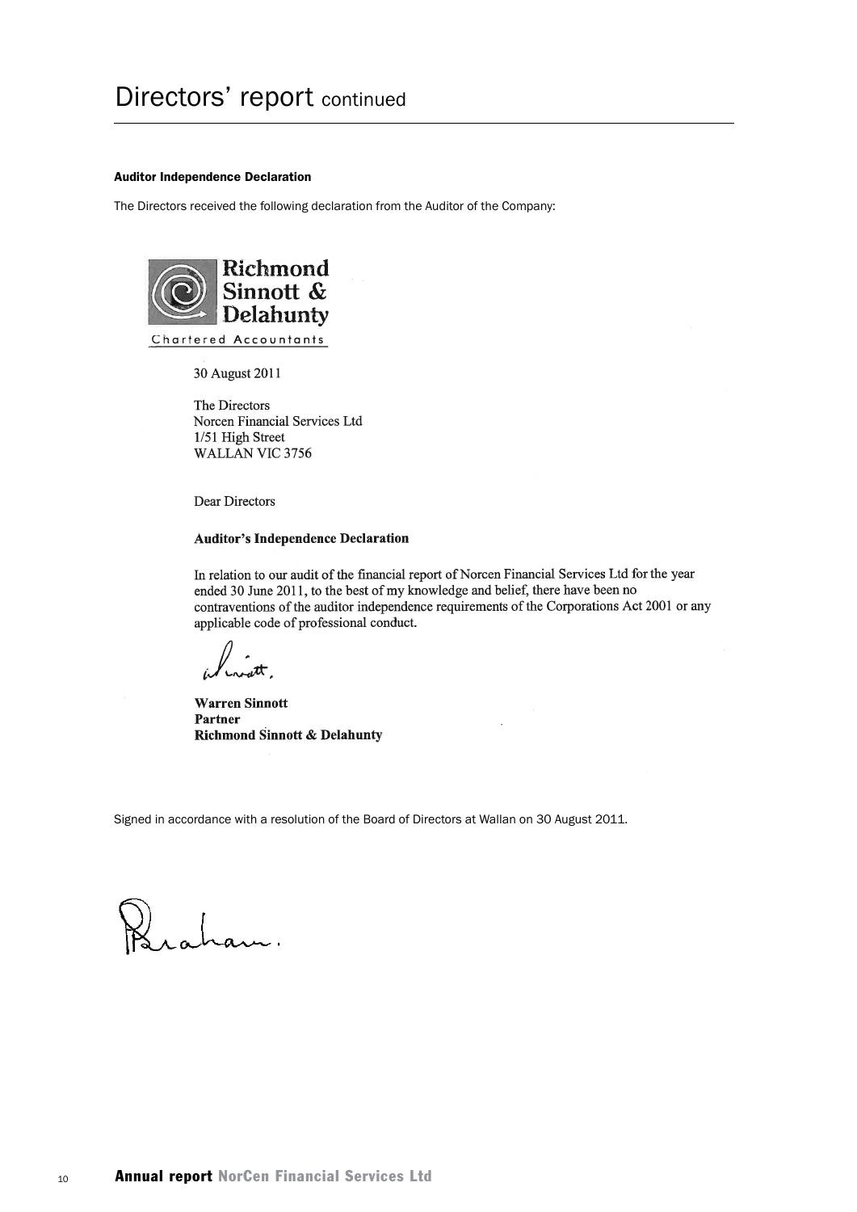# Directors' report continued

**Auditor Independence Declaration**

The Directors received the following declaration from the Auditor of the Company:

**Richmond Sinnott & Delahunty**

Chartered Accountants

30 August 2011

The Directors
Norcen Financial Services Ltd
1/51 High Street
WALLAN VIC 3756

Dear Directors

**Auditor's Independence Declaration**

In relation to our audit of the financial report of Norcen Financial Services Ltd for the year ended 30 June 2011, to the best of my knowledge and belief, there have been no contraventions of the auditor independence requirements of the Corporations Act 2001 or any applicable code of professional conduct.

**Warren Sinnott**
**Partner**
**Richmond Sinnott & Delahunty**

Signed in accordance with a resolution of the Board of Directors at Wallan on 30 August 2011.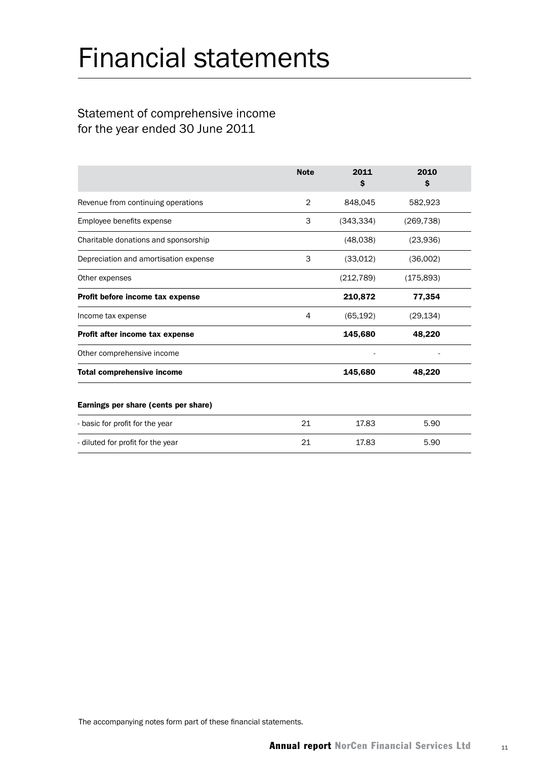# Financial statements

## Statement of comprehensive income for the year ended 30 June 2011

| | Note | 2011 $ | 2010 $ |
|---|---|---|---|
| Revenue from continuing operations | 2 | 848,045 | 582,923 |
| Employee benefits expense | 3 | (343,334) | (269,738) |
| Charitable donations and sponsorship | | (48,038) | (23,936) |
| Depreciation and amortisation expense | 3 | (33,012) | (36,002) |
| Other expenses | | (212,789) | (175,893) |
| **Profit before income tax expense** | | **210,872** | **77,354** |
| Income tax expense | 4 | (65,192) | (29,134) |
| **Profit after income tax expense** | | **145,680** | **48,220** |
| Other comprehensive income | | - | - |
| **Total comprehensive income** | | **145,680** | **48,220** |
| | | | |
| **Earnings per share (cents per share)** | | | |
| - basic for profit for the year | 21 | 17.83 | 5.90 |
| - diluted for profit for the year | 21 | 17.83 | 5.90 |

The accompanying notes form part of these financial statements.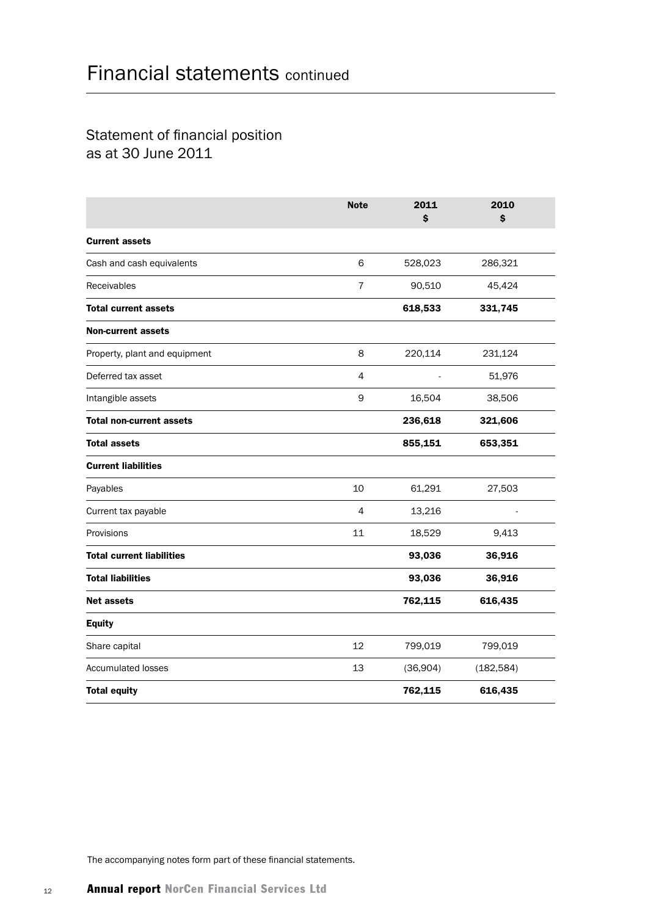# Financial statements continued

## Statement of financial position as at 30 June 2011

| | Note | 2011 $ | 2010 $ |
|---|---|---|---|
| **Current assets** | | | |
| Cash and cash equivalents | 6 | 528,023 | 286,321 |
| Receivables | 7 | 90,510 | 45,424 |
| **Total current assets** | | **618,533** | **331,745** |
| **Non-current assets** | | | |
| Property, plant and equipment | 8 | 220,114 | 231,124 |
| Deferred tax asset | 4 | - | 51,976 |
| Intangible assets | 9 | 16,504 | 38,506 |
| **Total non-current assets** | | **236,618** | **321,606** |
| **Total assets** | | **855,151** | **653,351** |
| **Current liabilities** | | | |
| Payables | 10 | 61,291 | 27,503 |
| Current tax payable | 4 | 13,216 | - |
| Provisions | 11 | 18,529 | 9,413 |
| **Total current liabilities** | | **93,036** | **36,916** |
| **Total liabilities** | | **93,036** | **36,916** |
| **Net assets** | | **762,115** | **616,435** |
| **Equity** | | | |
| Share capital | 12 | 799,019 | 799,019 |
| Accumulated losses | 13 | (36,904) | (182,584) |
| **Total equity** | | **762,115** | **616,435** |

The accompanying notes form part of these financial statements.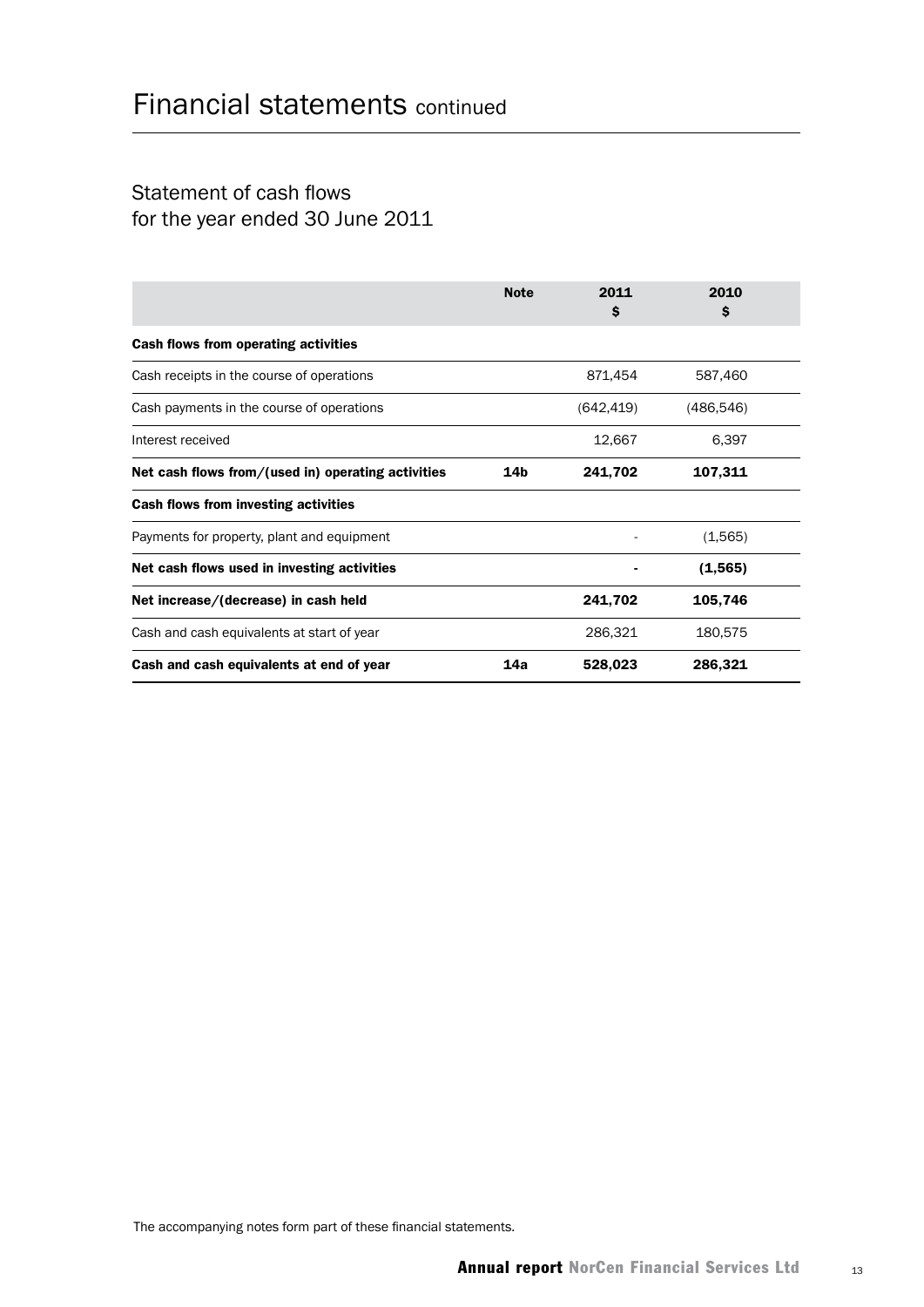# Financial statements continued

## Statement of cash flows for the year ended 30 June 2011

| | Note | 2011 $ | 2010 $ |
|---|---|---|---|
| **Cash flows from operating activities** | | | |
| Cash receipts in the course of operations | | 871,454 | 587,460 |
| Cash payments in the course of operations | | (642,419) | (486,546) |
| Interest received | | 12,667 | 6,397 |
| **Net cash flows from/(used in) operating activities** | **14b** | **241,702** | **107,311** |
| **Cash flows from investing activities** | | | |
| Payments for property, plant and equipment | | - | (1,565) |
| **Net cash flows used in investing activities** | | **-** | **(1,565)** |
| **Net increase/(decrease) in cash held** | | **241,702** | **105,746** |
| Cash and cash equivalents at start of year | | 286,321 | 180,575 |
| **Cash and cash equivalents at end of year** | **14a** | **528,023** | **286,321** |

The accompanying notes form part of these financial statements.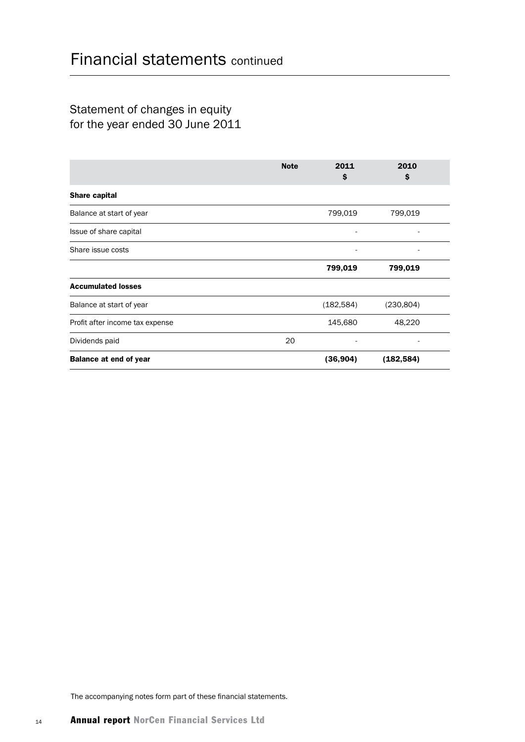# Financial statements continued

## Statement of changes in equity for the year ended 30 June 2011

| | Note | 2011 $ | 2010 $ |
|---|---|---|---|
| **Share capital** | | | |
| Balance at start of year | | 799,019 | 799,019 |
| Issue of share capital | | - | - |
| Share issue costs | | - | - |
| | | **799,019** | **799,019** |
| **Accumulated losses** | | | |
| Balance at start of year | | (182,584) | (230,804) |
| Profit after income tax expense | | 145,680 | 48,220 |
| Dividends paid | 20 | - | - |
| **Balance at end of year** | | **(36,904)** | **(182,584)** |

The accompanying notes form part of these financial statements.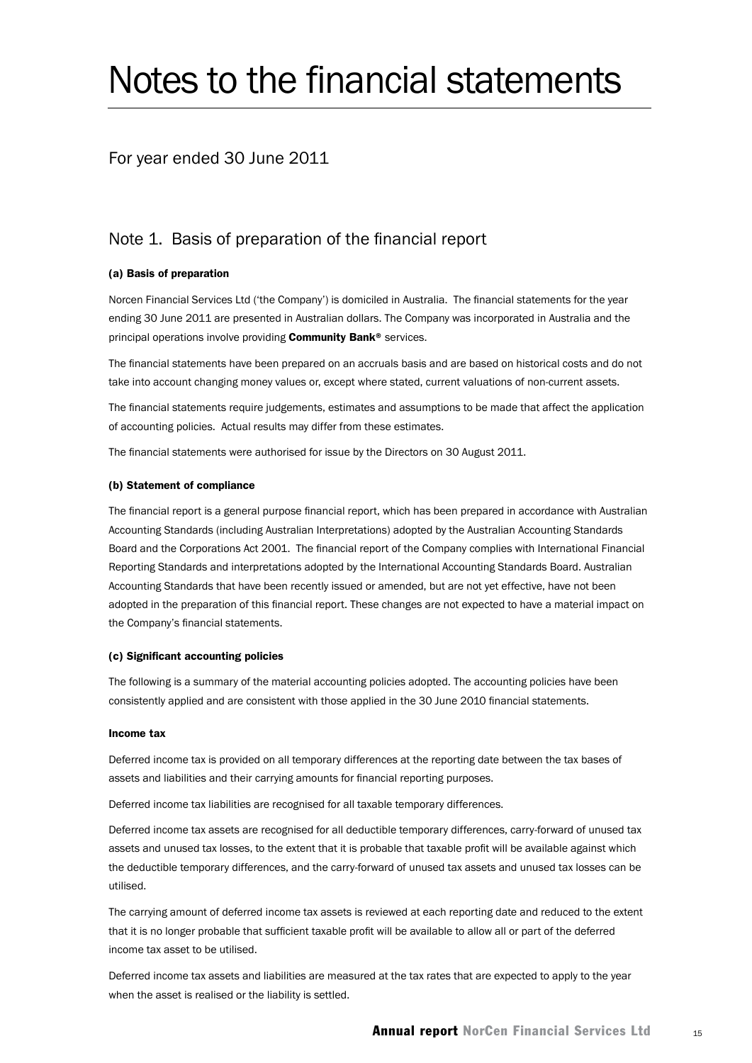# Notes to the financial statements

For year ended 30 June 2011

## Note 1. Basis of preparation of the financial report

### (a) Basis of preparation

Norcen Financial Services Ltd ('the Company') is domiciled in Australia. The financial statements for the year ending 30 June 2011 are presented in Australian dollars. The Company was incorporated in Australia and the principal operations involve providing **Community Bank®** services.

The financial statements have been prepared on an accruals basis and are based on historical costs and do not take into account changing money values or, except where stated, current valuations of non-current assets.

The financial statements require judgements, estimates and assumptions to be made that affect the application of accounting policies. Actual results may differ from these estimates.

The financial statements were authorised for issue by the Directors on 30 August 2011.

### (b) Statement of compliance

The financial report is a general purpose financial report, which has been prepared in accordance with Australian Accounting Standards (including Australian Interpretations) adopted by the Australian Accounting Standards Board and the Corporations Act 2001. The financial report of the Company complies with International Financial Reporting Standards and interpretations adopted by the International Accounting Standards Board. Australian Accounting Standards that have been recently issued or amended, but are not yet effective, have not been adopted in the preparation of this financial report. These changes are not expected to have a material impact on the Company's financial statements.

### (c) Significant accounting policies

The following is a summary of the material accounting policies adopted. The accounting policies have been consistently applied and are consistent with those applied in the 30 June 2010 financial statements.

**Income tax**

Deferred income tax is provided on all temporary differences at the reporting date between the tax bases of assets and liabilities and their carrying amounts for financial reporting purposes.

Deferred income tax liabilities are recognised for all taxable temporary differences.

Deferred income tax assets are recognised for all deductible temporary differences, carry-forward of unused tax assets and unused tax losses, to the extent that it is probable that taxable profit will be available against which the deductible temporary differences, and the carry-forward of unused tax assets and unused tax losses can be utilised.

The carrying amount of deferred income tax assets is reviewed at each reporting date and reduced to the extent that it is no longer probable that sufficient taxable profit will be available to allow all or part of the deferred income tax asset to be utilised.

Deferred income tax assets and liabilities are measured at the tax rates that are expected to apply to the year when the asset is realised or the liability is settled.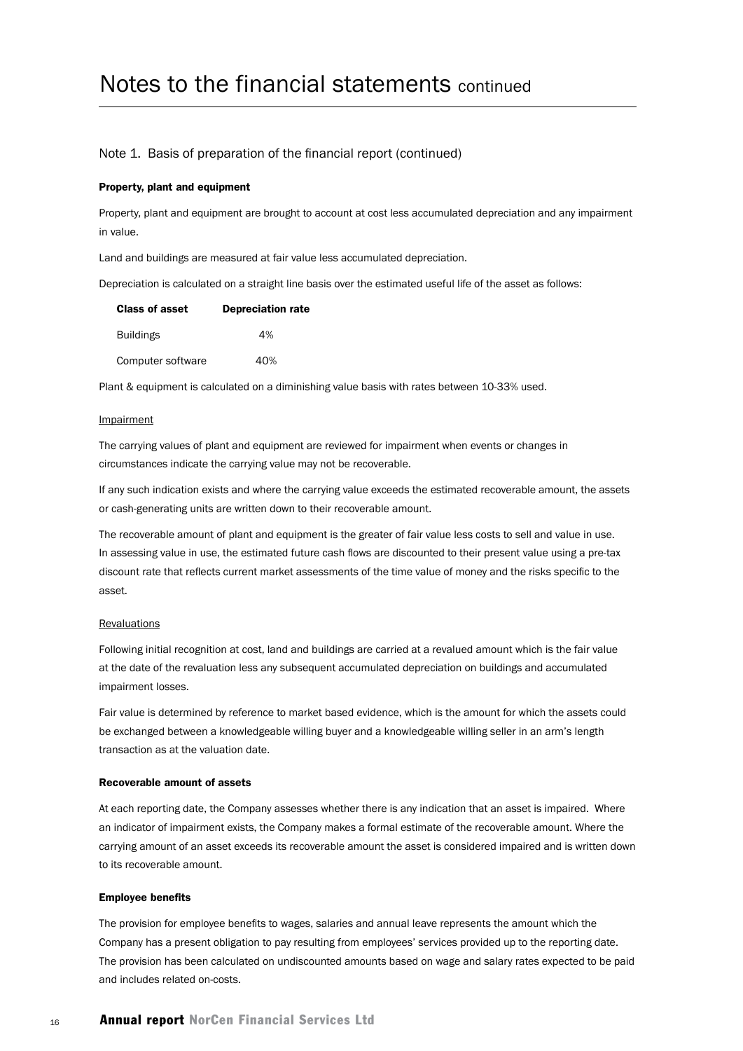# Notes to the financial statements continued

## Note 1. Basis of preparation of the financial report (continued)

### Property, plant and equipment

Property, plant and equipment are brought to account at cost less accumulated depreciation and any impairment in value.

Land and buildings are measured at fair value less accumulated depreciation.

Depreciation is calculated on a straight line basis over the estimated useful life of the asset as follows:

| Class of asset | Depreciation rate |
|---|---|
| Buildings | 4% |
| Computer software | 40% |

Plant & equipment is calculated on a diminishing value basis with rates between 10-33% used.

Impairment

The carrying values of plant and equipment are reviewed for impairment when events or changes in circumstances indicate the carrying value may not be recoverable.

If any such indication exists and where the carrying value exceeds the estimated recoverable amount, the assets or cash-generating units are written down to their recoverable amount.

The recoverable amount of plant and equipment is the greater of fair value less costs to sell and value in use. In assessing value in use, the estimated future cash flows are discounted to their present value using a pre-tax discount rate that reflects current market assessments of the time value of money and the risks specific to the asset.

Revaluations

Following initial recognition at cost, land and buildings are carried at a revalued amount which is the fair value at the date of the revaluation less any subsequent accumulated depreciation on buildings and accumulated impairment losses.

Fair value is determined by reference to market based evidence, which is the amount for which the assets could be exchanged between a knowledgeable willing buyer and a knowledgeable willing seller in an arm's length transaction as at the valuation date.

### Recoverable amount of assets

At each reporting date, the Company assesses whether there is any indication that an asset is impaired. Where an indicator of impairment exists, the Company makes a formal estimate of the recoverable amount. Where the carrying amount of an asset exceeds its recoverable amount the asset is considered impaired and is written down to its recoverable amount.

### Employee benefits

The provision for employee benefits to wages, salaries and annual leave represents the amount which the Company has a present obligation to pay resulting from employees' services provided up to the reporting date. The provision has been calculated on undiscounted amounts based on wage and salary rates expected to be paid and includes related on-costs.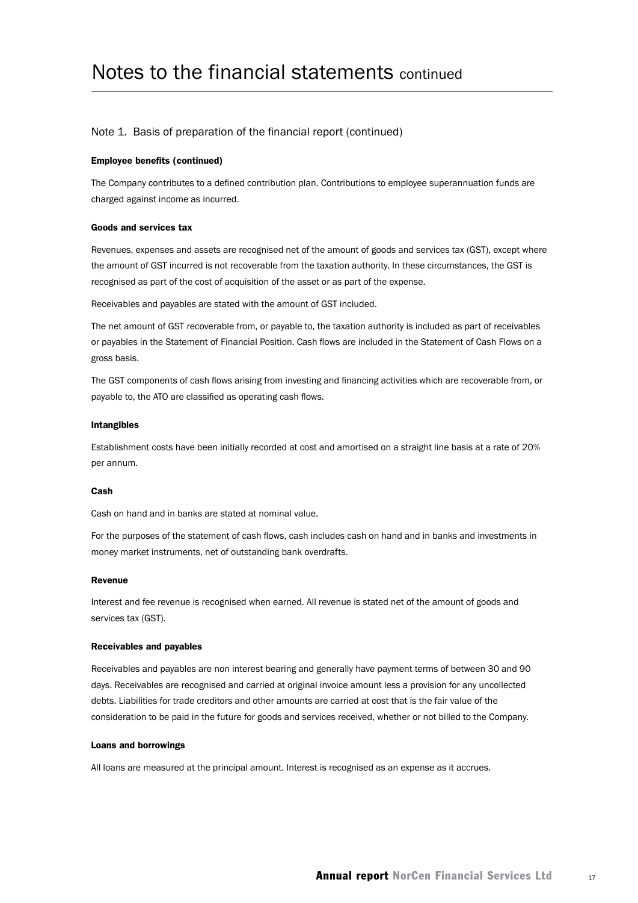# Notes to the financial statements continued

## Note 1. Basis of preparation of the financial report (continued)

#### Employee benefits (continued)

The Company contributes to a defined contribution plan. Contributions to employee superannuation funds are charged against income as incurred.

#### Goods and services tax

Revenues, expenses and assets are recognised net of the amount of goods and services tax (GST), except where the amount of GST incurred is not recoverable from the taxation authority. In these circumstances, the GST is recognised as part of the cost of acquisition of the asset or as part of the expense.

Receivables and payables are stated with the amount of GST included.

The net amount of GST recoverable from, or payable to, the taxation authority is included as part of receivables or payables in the Statement of Financial Position. Cash flows are included in the Statement of Cash Flows on a gross basis.

The GST components of cash flows arising from investing and financing activities which are recoverable from, or payable to, the ATO are classified as operating cash flows.

#### Intangibles

Establishment costs have been initially recorded at cost and amortised on a straight line basis at a rate of 20% per annum.

#### Cash

Cash on hand and in banks are stated at nominal value.

For the purposes of the statement of cash flows, cash includes cash on hand and in banks and investments in money market instruments, net of outstanding bank overdrafts.

#### Revenue

Interest and fee revenue is recognised when earned. All revenue is stated net of the amount of goods and services tax (GST).

#### Receivables and payables

Receivables and payables are non interest bearing and generally have payment terms of between 30 and 90 days. Receivables are recognised and carried at original invoice amount less a provision for any uncollected debts. Liabilities for trade creditors and other amounts are carried at cost that is the fair value of the consideration to be paid in the future for goods and services received, whether or not billed to the Company.

#### Loans and borrowings

All loans are measured at the principal amount. Interest is recognised as an expense as it accrues.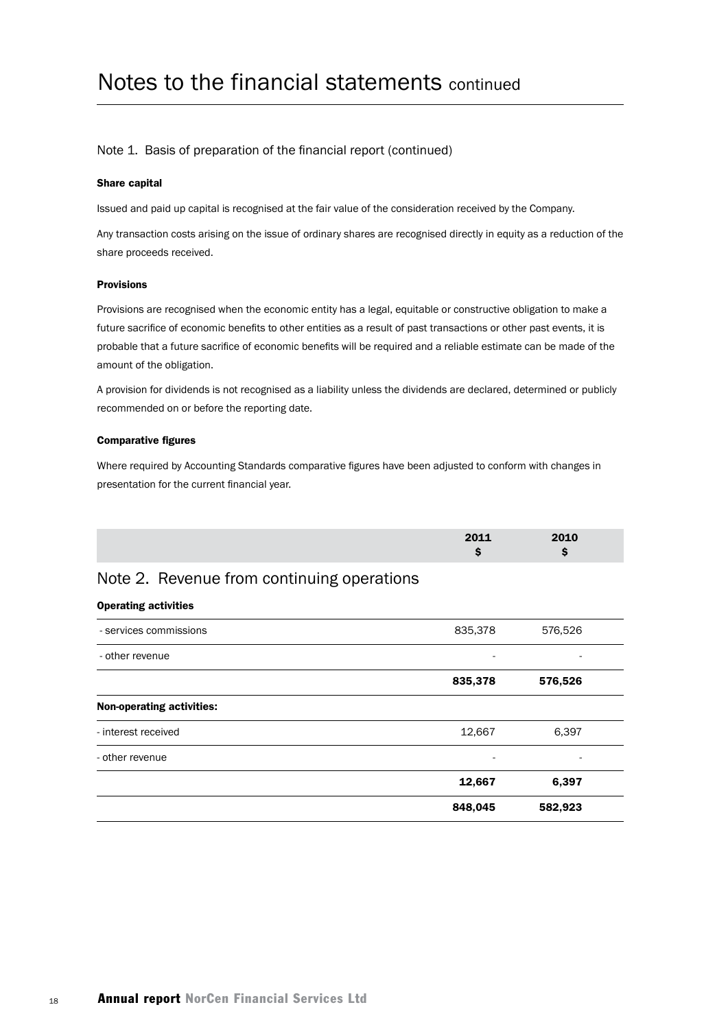# Notes to the financial statements continued

## Note 1. Basis of preparation of the financial report (continued)

### Share capital

Issued and paid up capital is recognised at the fair value of the consideration received by the Company.

Any transaction costs arising on the issue of ordinary shares are recognised directly in equity as a reduction of the share proceeds received.

### Provisions

Provisions are recognised when the economic entity has a legal, equitable or constructive obligation to make a future sacrifice of economic benefits to other entities as a result of past transactions or other past events, it is probable that a future sacrifice of economic benefits will be required and a reliable estimate can be made of the amount of the obligation.

A provision for dividends is not recognised as a liability unless the dividends are declared, determined or publicly recommended on or before the reporting date.

### Comparative figures

Where required by Accounting Standards comparative figures have been adjusted to conform with changes in presentation for the current financial year.

## Note 2. Revenue from continuing operations

| | 2011 $ | 2010 $ |
|---|---|---|
| **Operating activities** | | |
| - services commissions | 835,378 | 576,526 |
| - other revenue | - | - |
| | **835,378** | **576,526** |
| **Non-operating activities:** | | |
| - interest received | 12,667 | 6,397 |
| - other revenue | - | - |
| | **12,667** | **6,397** |
| | **848,045** | **582,923** |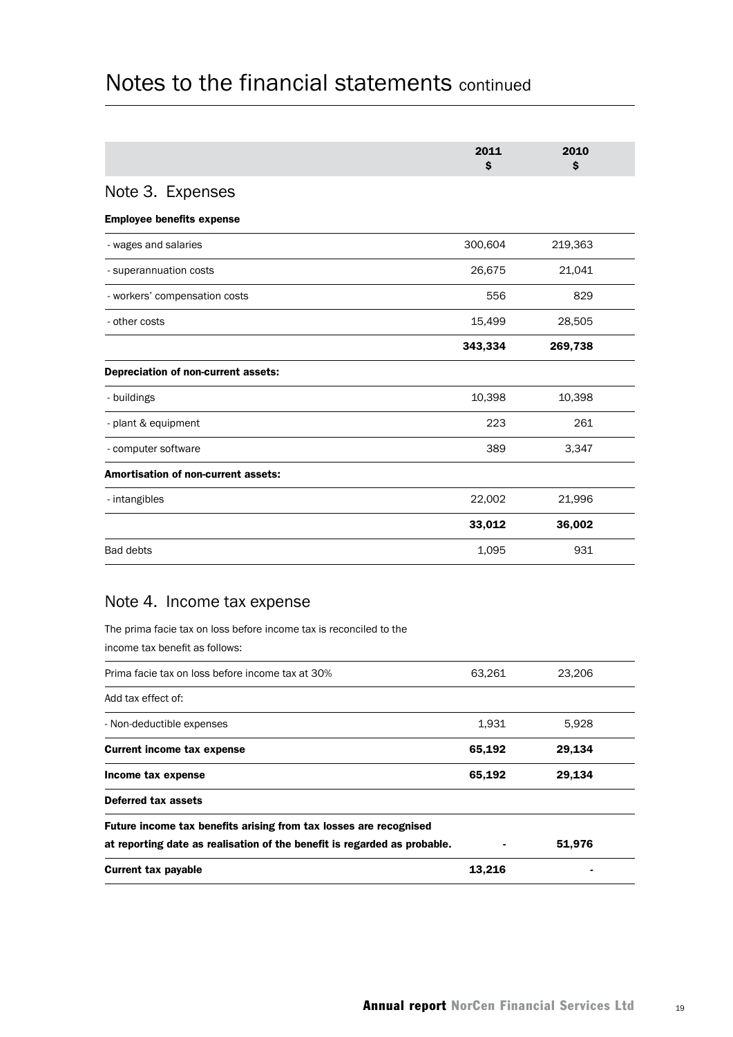# Notes to the financial statements continued

| | 2011<br>$ | 2010<br>$ |
|---|---|---|
| **Note 3. Expenses** | | |
| **Employee benefits expense** | | |
| - wages and salaries | 300,604 | 219,363 |
| - superannuation costs | 26,675 | 21,041 |
| - workers' compensation costs | 556 | 829 |
| - other costs | 15,499 | 28,505 |
| | **343,334** | **269,738** |
| **Depreciation of non-current assets:** | | |
| - buildings | 10,398 | 10,398 |
| - plant & equipment | 223 | 261 |
| - computer software | 389 | 3,347 |
| **Amortisation of non-current assets:** | | |
| - intangibles | 22,002 | 21,996 |
| | **33,012** | **36,002** |
| Bad debts | 1,095 | 931 |

## Note 4. Income tax expense

The prima facie tax on loss before income tax is reconciled to the income tax benefit as follows:

| | 2011<br>$ | 2010<br>$ |
|---|---|---|
| Prima facie tax on loss before income tax at 30% | 63,261 | 23,206 |
| Add tax effect of: | | |
| - Non-deductible expenses | 1,931 | 5,928 |
| **Current income tax expense** | **65,192** | **29,134** |
| **Income tax expense** | **65,192** | **29,134** |
| **Deferred tax assets** | | |
| **Future income tax benefits arising from tax losses are recognised at reporting date as realisation of the benefit is regarded as probable.** | - | **51,976** |
| **Current tax payable** | **13,216** | - |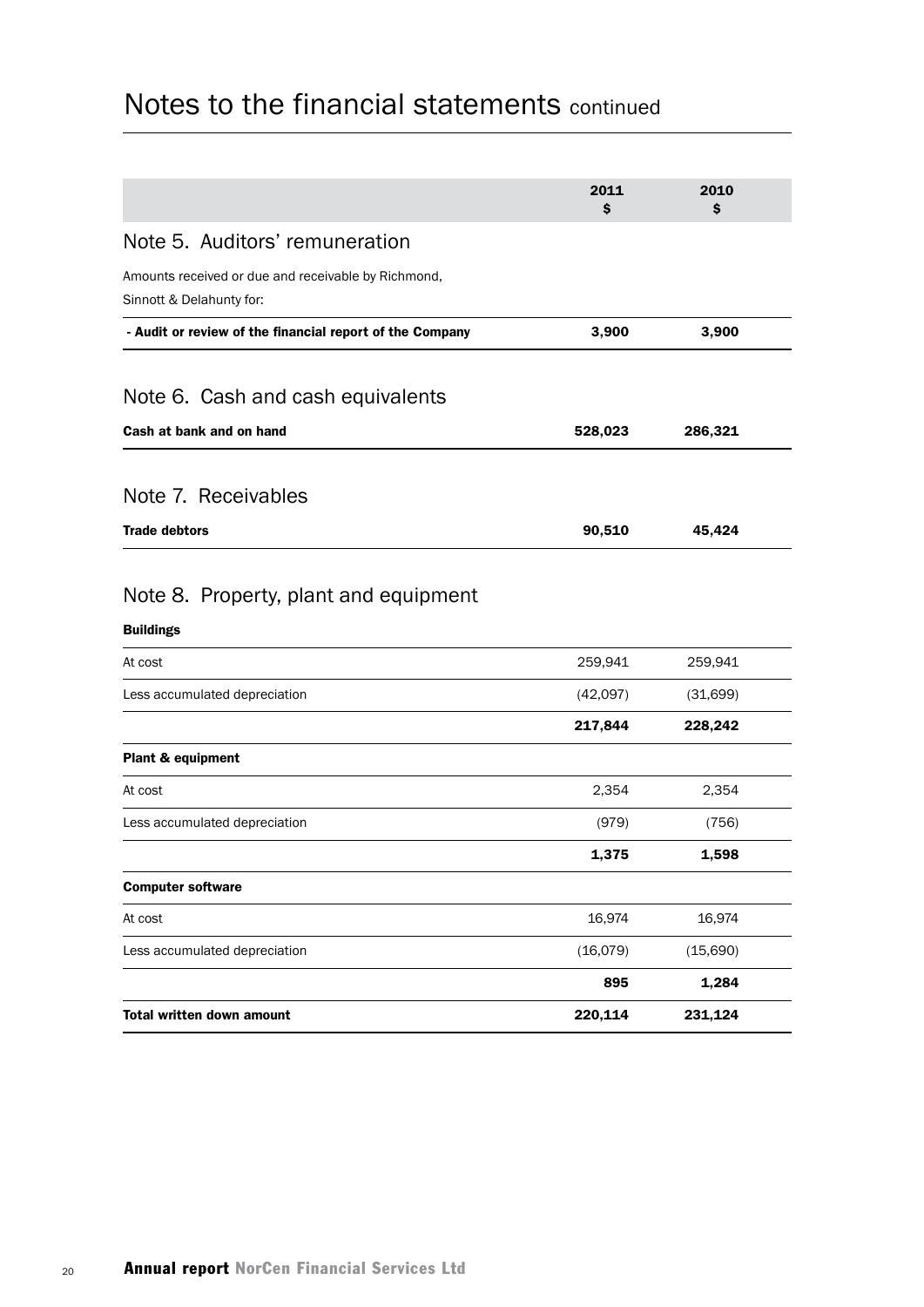# Notes to the financial statements continued

| | 2011 $ | 2010 $ |
|---|---|---|
| **Note 5. Auditors' remuneration** | | |
| Amounts received or due and receivable by Richmond, Sinnott & Delahunty for: | | |
| **- Audit or review of the financial report of the Company** | **3,900** | **3,900** |
| **Note 6. Cash and cash equivalents** | | |
| **Cash at bank and on hand** | **528,023** | **286,321** |
| **Note 7. Receivables** | | |
| **Trade debtors** | **90,510** | **45,424** |
| **Note 8. Property, plant and equipment** | | |
| **Buildings** | | |
| At cost | 259,941 | 259,941 |
| Less accumulated depreciation | (42,097) | (31,699) |
| | **217,844** | **228,242** |
| **Plant & equipment** | | |
| At cost | 2,354 | 2,354 |
| Less accumulated depreciation | (979) | (756) |
| | **1,375** | **1,598** |
| **Computer software** | | |
| At cost | 16,974 | 16,974 |
| Less accumulated depreciation | (16,079) | (15,690) |
| | **895** | **1,284** |
| **Total written down amount** | **220,114** | **231,124** |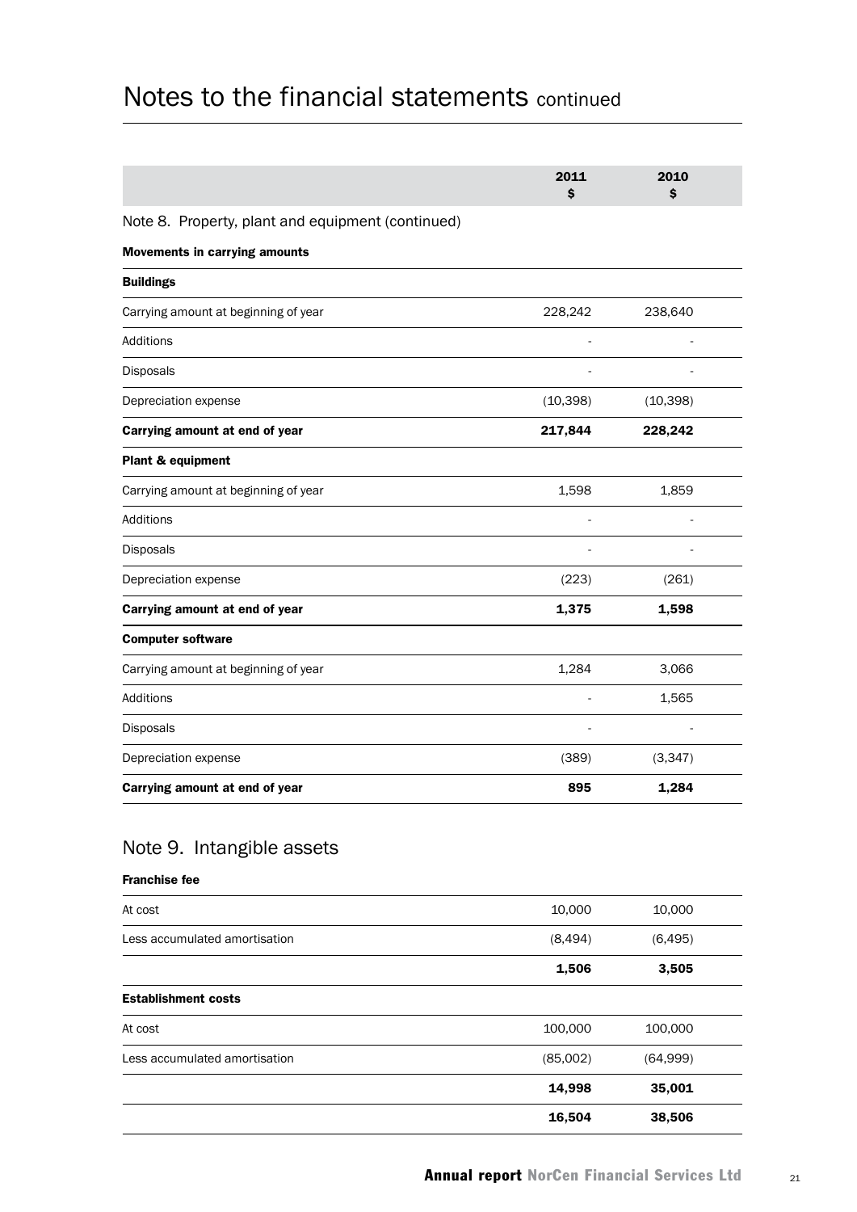# Notes to the financial statements continued

| | 2011 $ | 2010 $ |
|---|---|---|
| **Note 8. Property, plant and equipment (continued)** | | |
| **Movements in carrying amounts** | | |
| **Buildings** | | |
| Carrying amount at beginning of year | 228,242 | 238,640 |
| Additions | - | - |
| Disposals | - | - |
| Depreciation expense | (10,398) | (10,398) |
| **Carrying amount at end of year** | **217,844** | **228,242** |
| **Plant & equipment** | | |
| Carrying amount at beginning of year | 1,598 | 1,859 |
| Additions | - | - |
| Disposals | - | - |
| Depreciation expense | (223) | (261) |
| **Carrying amount at end of year** | **1,375** | **1,598** |
| **Computer software** | | |
| Carrying amount at beginning of year | 1,284 | 3,066 |
| Additions | - | 1,565 |
| Disposals | - | - |
| Depreciation expense | (389) | (3,347) |
| **Carrying amount at end of year** | **895** | **1,284** |

## Note 9. Intangible assets

| | 2011 $ | 2010 $ |
|---|---|---|
| **Franchise fee** | | |
| At cost | 10,000 | 10,000 |
| Less accumulated amortisation | (8,494) | (6,495) |
| | **1,506** | **3,505** |
| **Establishment costs** | | |
| At cost | 100,000 | 100,000 |
| Less accumulated amortisation | (85,002) | (64,999) |
| | **14,998** | **35,001** |
| | **16,504** | **38,506** |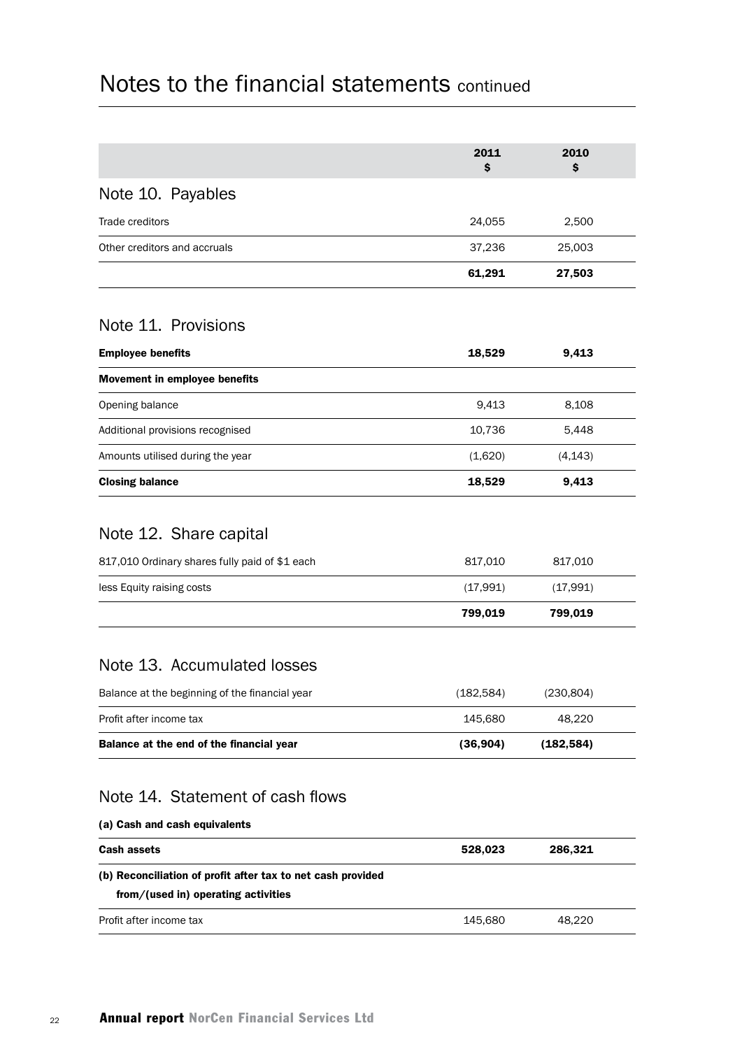# Notes to the financial statements continued

| | 2011 $ | 2010 $ |
|---|---|---|

## Note 10. Payables

| | 2011 $ | 2010 $ |
|---|---|---|
| Trade creditors | 24,055 | 2,500 |
| Other creditors and accruals | 37,236 | 25,003 |
| | **61,291** | **27,503** |

## Note 11. Provisions

| | 2011 $ | 2010 $ |
|---|---|---|
| **Employee benefits** | **18,529** | **9,413** |
| **Movement in employee benefits** | | |
| Opening balance | 9,413 | 8,108 |
| Additional provisions recognised | 10,736 | 5,448 |
| Amounts utilised during the year | (1,620) | (4,143) |
| **Closing balance** | **18,529** | **9,413** |

## Note 12. Share capital

| | 2011 $ | 2010 $ |
|---|---|---|
| 817,010 Ordinary shares fully paid of $1 each | 817,010 | 817,010 |
| less Equity raising costs | (17,991) | (17,991) |
| | **799,019** | **799,019** |

## Note 13. Accumulated losses

| | 2011 $ | 2010 $ |
|---|---|---|
| Balance at the beginning of the financial year | (182,584) | (230,804) |
| Profit after income tax | 145,680 | 48,220 |
| **Balance at the end of the financial year** | **(36,904)** | **(182,584)** |

## Note 14. Statement of cash flows

**(a) Cash and cash equivalents**

| | 2011 $ | 2010 $ |
|---|---|---|
| **Cash assets** | **528,023** | **286,321** |

**(b) Reconciliation of profit after tax to net cash provided from/(used in) operating activities**

| | 2011 $ | 2010 $ |
|---|---|---|
| Profit after income tax | 145,680 | 48,220 |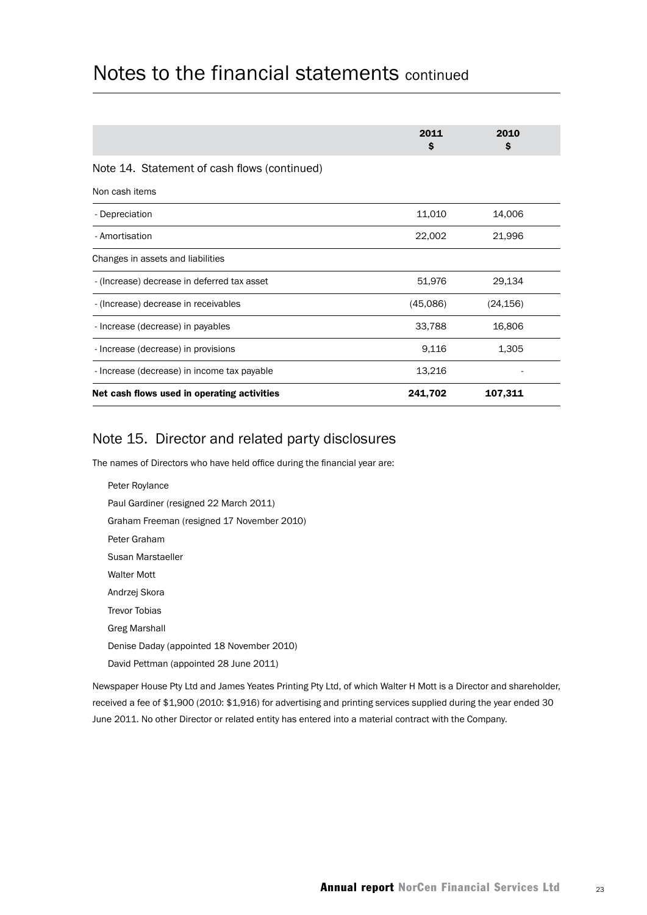# Notes to the financial statements continued

| | 2011 $ | 2010 $ |
|---|---|---|
| **Note 14. Statement of cash flows (continued)** | | |
| Non cash items | | |
| - Depreciation | 11,010 | 14,006 |
| - Amortisation | 22,002 | 21,996 |
| Changes in assets and liabilities | | |
| - (Increase) decrease in deferred tax asset | 51,976 | 29,134 |
| - (Increase) decrease in receivables | (45,086) | (24,156) |
| - Increase (decrease) in payables | 33,788 | 16,806 |
| - Increase (decrease) in provisions | 9,116 | 1,305 |
| - Increase (decrease) in income tax payable | 13,216 | - |
| **Net cash flows used in operating activities** | **241,702** | **107,311** |

## Note 15. Director and related party disclosures

The names of Directors who have held office during the financial year are:

Peter Roylance

Paul Gardiner (resigned 22 March 2011)

Graham Freeman (resigned 17 November 2010)

Peter Graham

Susan Marstaeller

Walter Mott

Andrzej Skora

Trevor Tobias

Greg Marshall

Denise Daday (appointed 18 November 2010)

David Pettman (appointed 28 June 2011)

Newspaper House Pty Ltd and James Yeates Printing Pty Ltd, of which Walter H Mott is a Director and shareholder, received a fee of $1,900 (2010: $1,916) for advertising and printing services supplied during the year ended 30 June 2011. No other Director or related entity has entered into a material contract with the Company.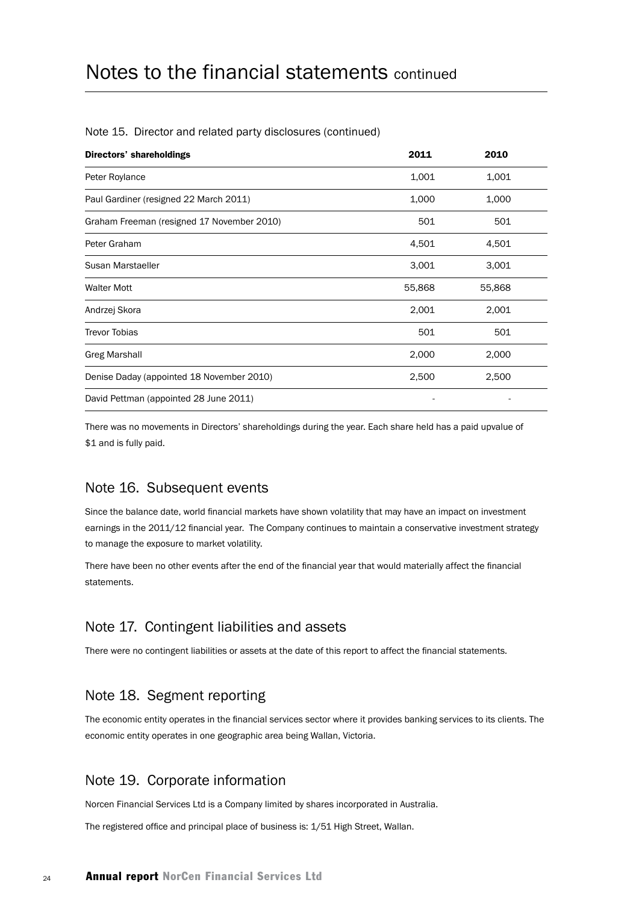# Notes to the financial statements continued

Note 15. Director and related party disclosures (continued)

| Directors' shareholdings | 2011 | 2010 |
|---|---|---|
| Peter Roylance | 1,001 | 1,001 |
| Paul Gardiner (resigned 22 March 2011) | 1,000 | 1,000 |
| Graham Freeman (resigned 17 November 2010) | 501 | 501 |
| Peter Graham | 4,501 | 4,501 |
| Susan Marstaeller | 3,001 | 3,001 |
| Walter Mott | 55,868 | 55,868 |
| Andrzej Skora | 2,001 | 2,001 |
| Trevor Tobias | 501 | 501 |
| Greg Marshall | 2,000 | 2,000 |
| Denise Daday (appointed 18 November 2010) | 2,500 | 2,500 |
| David Pettman (appointed 28 June 2011) | - | - |

There was no movements in Directors' shareholdings during the year. Each share held has a paid upvalue of $1 and is fully paid.

## Note 16. Subsequent events

Since the balance date, world financial markets have shown volatility that may have an impact on investment earnings in the 2011/12 financial year. The Company continues to maintain a conservative investment strategy to manage the exposure to market volatility.

There have been no other events after the end of the financial year that would materially affect the financial statements.

## Note 17. Contingent liabilities and assets

There were no contingent liabilities or assets at the date of this report to affect the financial statements.

## Note 18. Segment reporting

The economic entity operates in the financial services sector where it provides banking services to its clients. The economic entity operates in one geographic area being Wallan, Victoria.

## Note 19. Corporate information

Norcen Financial Services Ltd is a Company limited by shares incorporated in Australia.

The registered office and principal place of business is: 1/51 High Street, Wallan.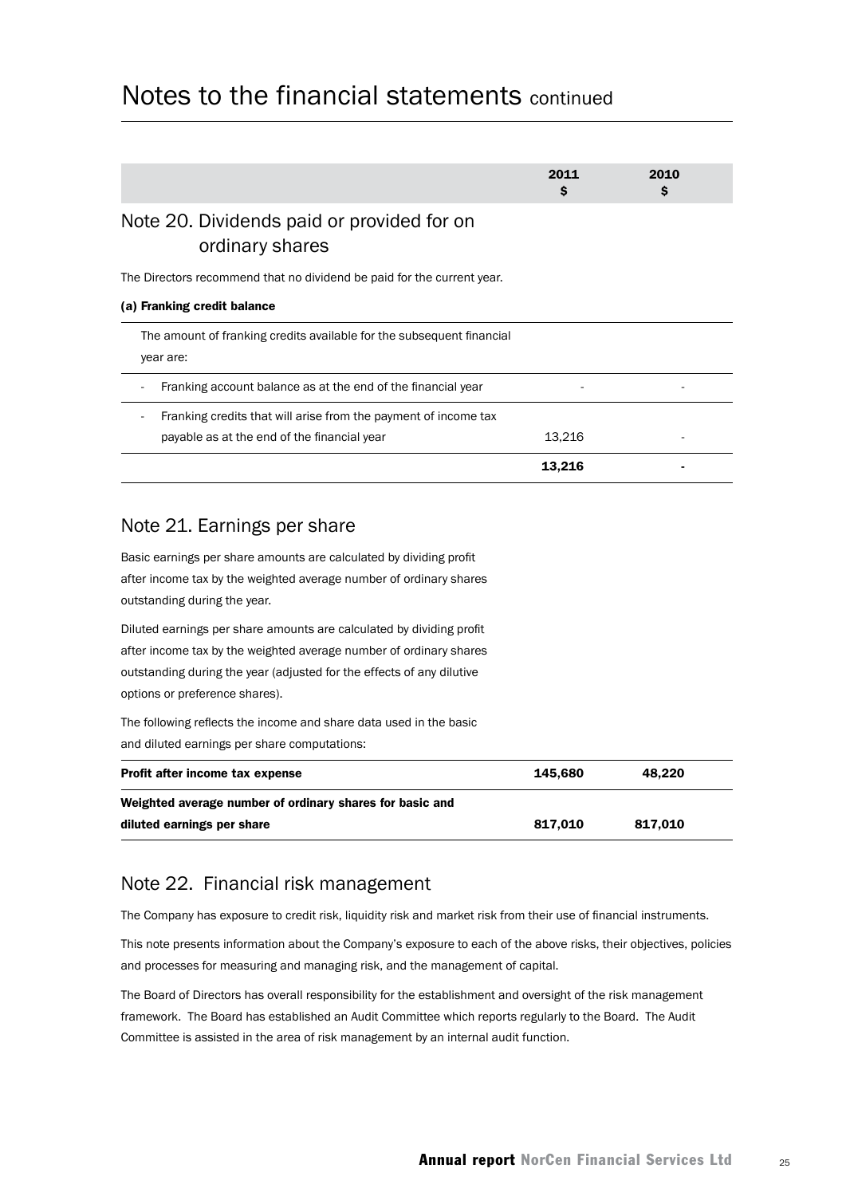# Notes to the financial statements continued

| | 2011 $ | 2010 $ |
|---|---|---|

## Note 20. Dividends paid or provided for on ordinary shares

The Directors recommend that no dividend be paid for the current year.

**(a) Franking credit balance**

| | 2011 $ | 2010 $ |
|---|---|---|
| The amount of franking credits available for the subsequent financial year are: | | |
| - Franking account balance as at the end of the financial year | - | - |
| - Franking credits that will arise from the payment of income tax payable as at the end of the financial year | 13,216 | - |
| | **13,216** | **-** |

## Note 21. Earnings per share

Basic earnings per share amounts are calculated by dividing profit after income tax by the weighted average number of ordinary shares outstanding during the year.

Diluted earnings per share amounts are calculated by dividing profit after income tax by the weighted average number of ordinary shares outstanding during the year (adjusted for the effects of any dilutive options or preference shares).

The following reflects the income and share data used in the basic and diluted earnings per share computations:

| | 2011 $ | 2010 $ |
|---|---|---|
| **Profit after income tax expense** | **145,680** | **48,220** |
| **Weighted average number of ordinary shares for basic and diluted earnings per share** | **817,010** | **817,010** |

## Note 22. Financial risk management

The Company has exposure to credit risk, liquidity risk and market risk from their use of financial instruments.

This note presents information about the Company's exposure to each of the above risks, their objectives, policies and processes for measuring and managing risk, and the management of capital.

The Board of Directors has overall responsibility for the establishment and oversight of the risk management framework. The Board has established an Audit Committee which reports regularly to the Board. The Audit Committee is assisted in the area of risk management by an internal audit function.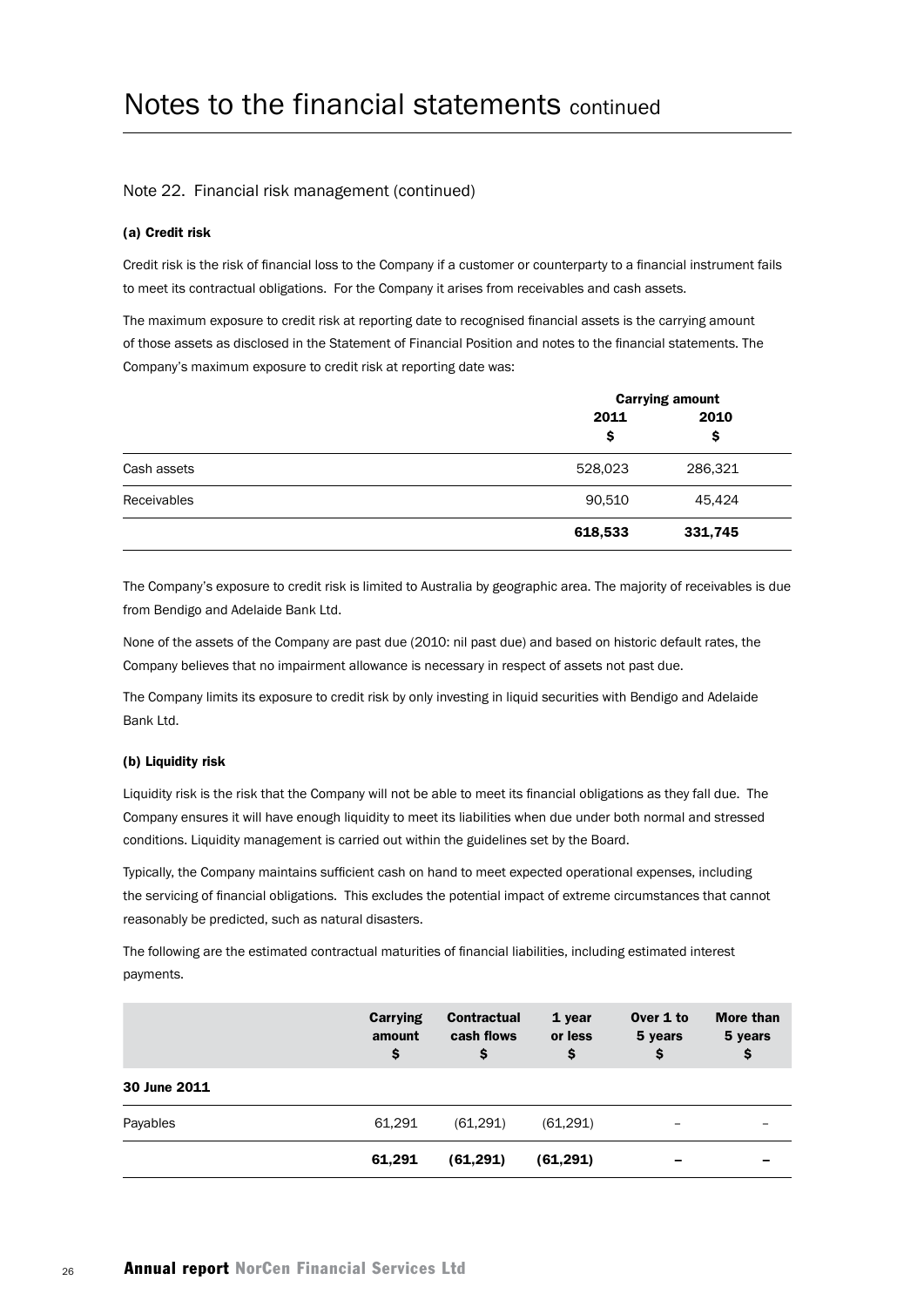# Notes to the financial statements continued

## Note 22. Financial risk management (continued)

### (a) Credit risk

Credit risk is the risk of financial loss to the Company if a customer or counterparty to a financial instrument fails to meet its contractual obligations. For the Company it arises from receivables and cash assets.

The maximum exposure to credit risk at reporting date to recognised financial assets is the carrying amount of those assets as disclosed in the Statement of Financial Position and notes to the financial statements. The Company's maximum exposure to credit risk at reporting date was:

| | Carrying amount | |
|---|---|---|
| | 2011 $ | 2010 $ |
| Cash assets | 528,023 | 286,321 |
| Receivables | 90,510 | 45,424 |
| | **618,533** | **331,745** |

The Company's exposure to credit risk is limited to Australia by geographic area. The majority of receivables is due from Bendigo and Adelaide Bank Ltd.

None of the assets of the Company are past due (2010: nil past due) and based on historic default rates, the Company believes that no impairment allowance is necessary in respect of assets not past due.

The Company limits its exposure to credit risk by only investing in liquid securities with Bendigo and Adelaide Bank Ltd.

### (b) Liquidity risk

Liquidity risk is the risk that the Company will not be able to meet its financial obligations as they fall due. The Company ensures it will have enough liquidity to meet its liabilities when due under both normal and stressed conditions. Liquidity management is carried out within the guidelines set by the Board.

Typically, the Company maintains sufficient cash on hand to meet expected operational expenses, including the servicing of financial obligations. This excludes the potential impact of extreme circumstances that cannot reasonably be predicted, such as natural disasters.

The following are the estimated contractual maturities of financial liabilities, including estimated interest payments.

| | Carrying amount $ | Contractual cash flows $ | 1 year or less $ | Over 1 to 5 years $ | More than 5 years $ |
|---|---|---|---|---|---|
| **30 June 2011** | | | | | |
| Payables | 61,291 | (61,291) | (61,291) | – | – |
| | **61,291** | **(61,291)** | **(61,291)** | **–** | **–** |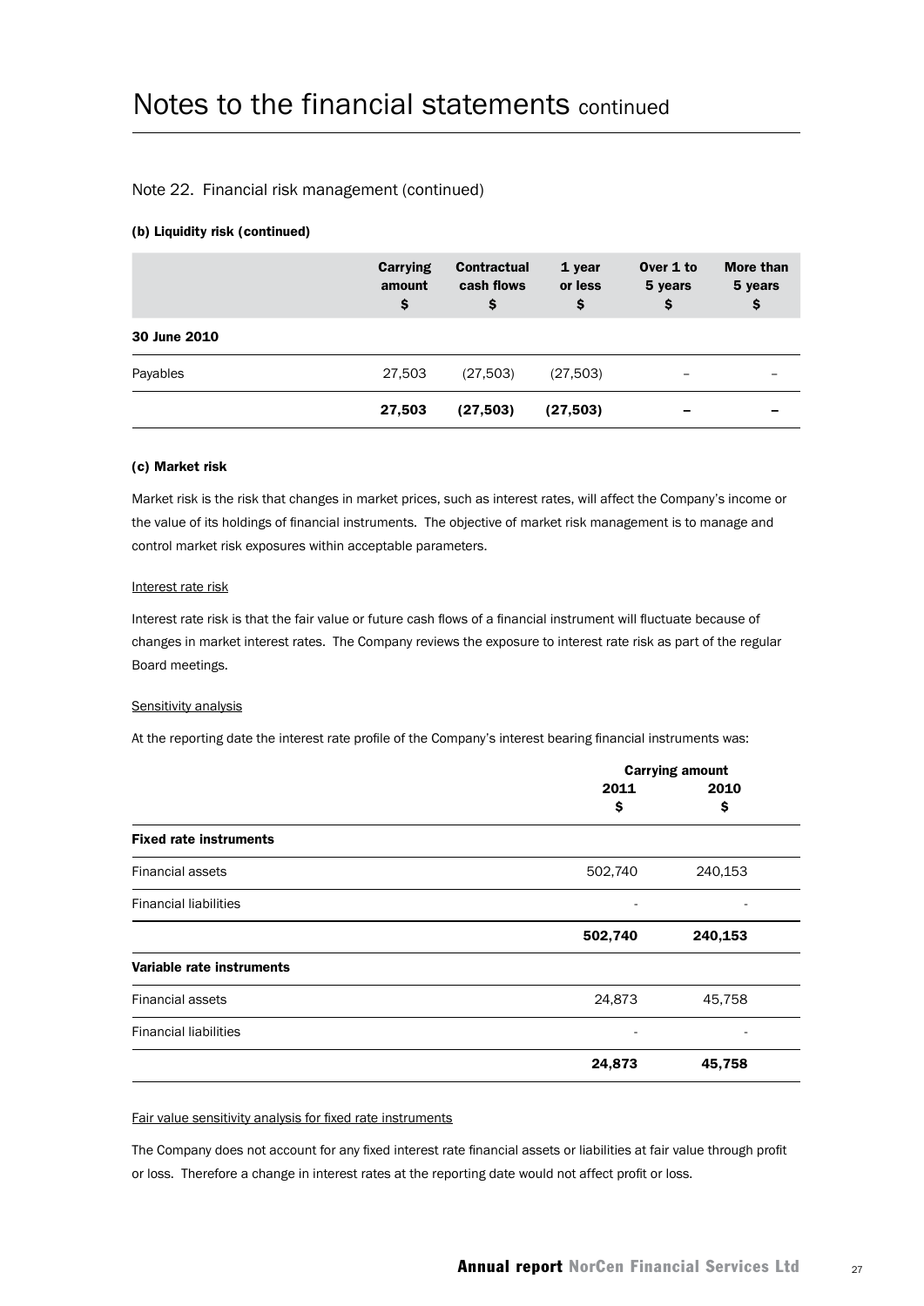# Notes to the financial statements continued

## Note 22. Financial risk management (continued)

### (b) Liquidity risk (continued)

| | Carrying amount $ | Contractual cash flows $ | 1 year or less $ | Over 1 to 5 years $ | More than 5 years $ |
|---|---|---|---|---|---|
| **30 June 2010** | | | | | |
| Payables | 27,503 | (27,503) | (27,503) | – | – |
| | **27,503** | **(27,503)** | **(27,503)** | **–** | **–** |

### (c) Market risk

Market risk is the risk that changes in market prices, such as interest rates, will affect the Company's income or the value of its holdings of financial instruments. The objective of market risk management is to manage and control market risk exposures within acceptable parameters.

Interest rate risk

Interest rate risk is that the fair value or future cash flows of a financial instrument will fluctuate because of changes in market interest rates. The Company reviews the exposure to interest rate risk as part of the regular Board meetings.

Sensitivity analysis

At the reporting date the interest rate profile of the Company's interest bearing financial instruments was:

| | Carrying amount | |
|---|---|---|
| | 2011 $ | 2010 $ |
| **Fixed rate instruments** | | |
| Financial assets | 502,740 | 240,153 |
| Financial liabilities | - | - |
| | **502,740** | **240,153** |
| **Variable rate instruments** | | |
| Financial assets | 24,873 | 45,758 |
| Financial liabilities | - | - |
| | **24,873** | **45,758** |

Fair value sensitivity analysis for fixed rate instruments

The Company does not account for any fixed interest rate financial assets or liabilities at fair value through profit or loss. Therefore a change in interest rates at the reporting date would not affect profit or loss.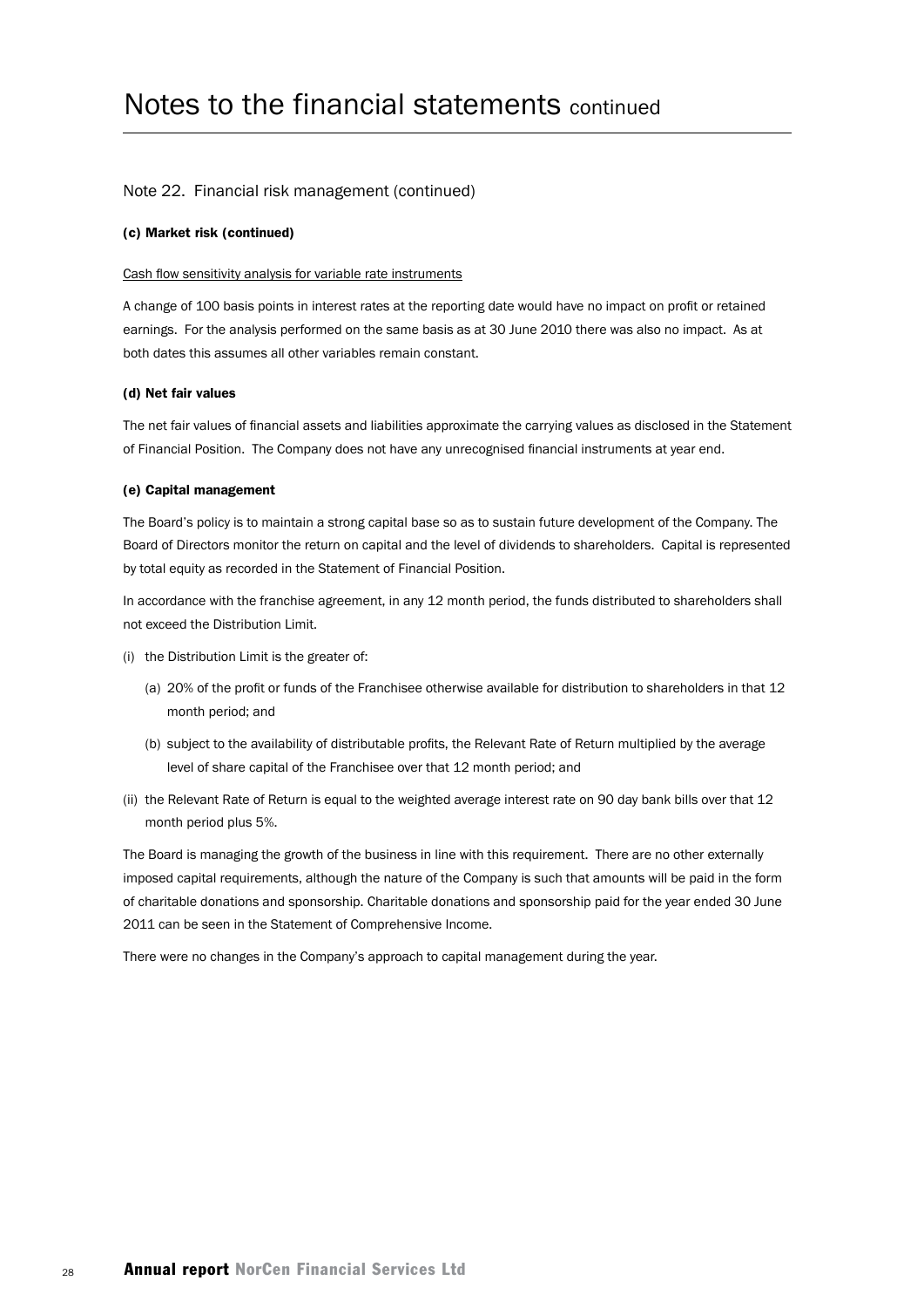# Notes to the financial statements continued

## Note 22. Financial risk management (continued)

### (c) Market risk (continued)

Cash flow sensitivity analysis for variable rate instruments

A change of 100 basis points in interest rates at the reporting date would have no impact on profit or retained earnings. For the analysis performed on the same basis as at 30 June 2010 there was also no impact. As at both dates this assumes all other variables remain constant.

### (d) Net fair values

The net fair values of financial assets and liabilities approximate the carrying values as disclosed in the Statement of Financial Position. The Company does not have any unrecognised financial instruments at year end.

### (e) Capital management

The Board's policy is to maintain a strong capital base so as to sustain future development of the Company. The Board of Directors monitor the return on capital and the level of dividends to shareholders. Capital is represented by total equity as recorded in the Statement of Financial Position.

In accordance with the franchise agreement, in any 12 month period, the funds distributed to shareholders shall not exceed the Distribution Limit.

(i) the Distribution Limit is the greater of:

  (a) 20% of the profit or funds of the Franchisee otherwise available for distribution to shareholders in that 12 month period; and

  (b) subject to the availability of distributable profits, the Relevant Rate of Return multiplied by the average level of share capital of the Franchisee over that 12 month period; and

(ii) the Relevant Rate of Return is equal to the weighted average interest rate on 90 day bank bills over that 12 month period plus 5%.

The Board is managing the growth of the business in line with this requirement. There are no other externally imposed capital requirements, although the nature of the Company is such that amounts will be paid in the form of charitable donations and sponsorship. Charitable donations and sponsorship paid for the year ended 30 June 2011 can be seen in the Statement of Comprehensive Income.

There were no changes in the Company's approach to capital management during the year.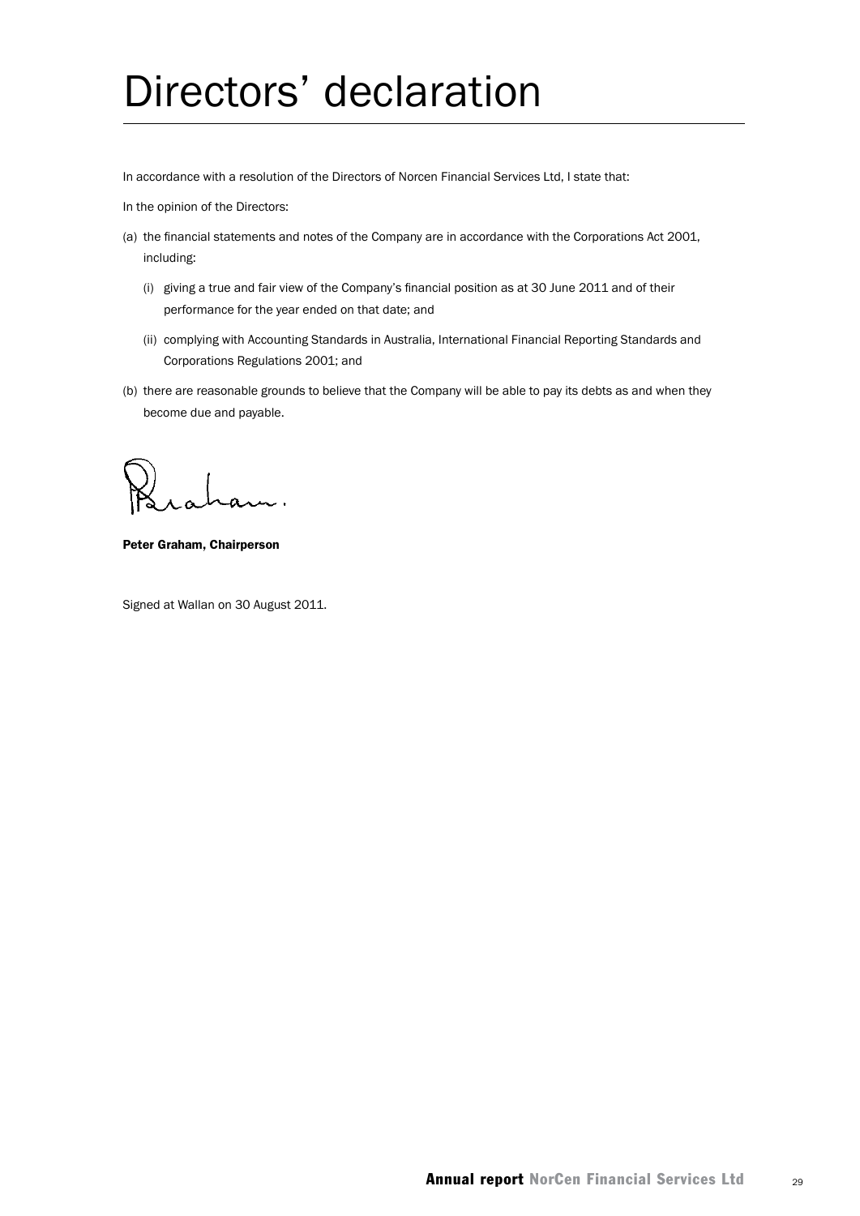# Directors' declaration

In accordance with a resolution of the Directors of Norcen Financial Services Ltd, I state that:

In the opinion of the Directors:

(a) the financial statements and notes of the Company are in accordance with the Corporations Act 2001, including:

 (i) giving a true and fair view of the Company's financial position as at 30 June 2011 and of their performance for the year ended on that date; and

 (ii) complying with Accounting Standards in Australia, International Financial Reporting Standards and Corporations Regulations 2001; and

(b) there are reasonable grounds to believe that the Company will be able to pay its debts as and when they become due and payable.

**Peter Graham, Chairperson**

Signed at Wallan on 30 August 2011.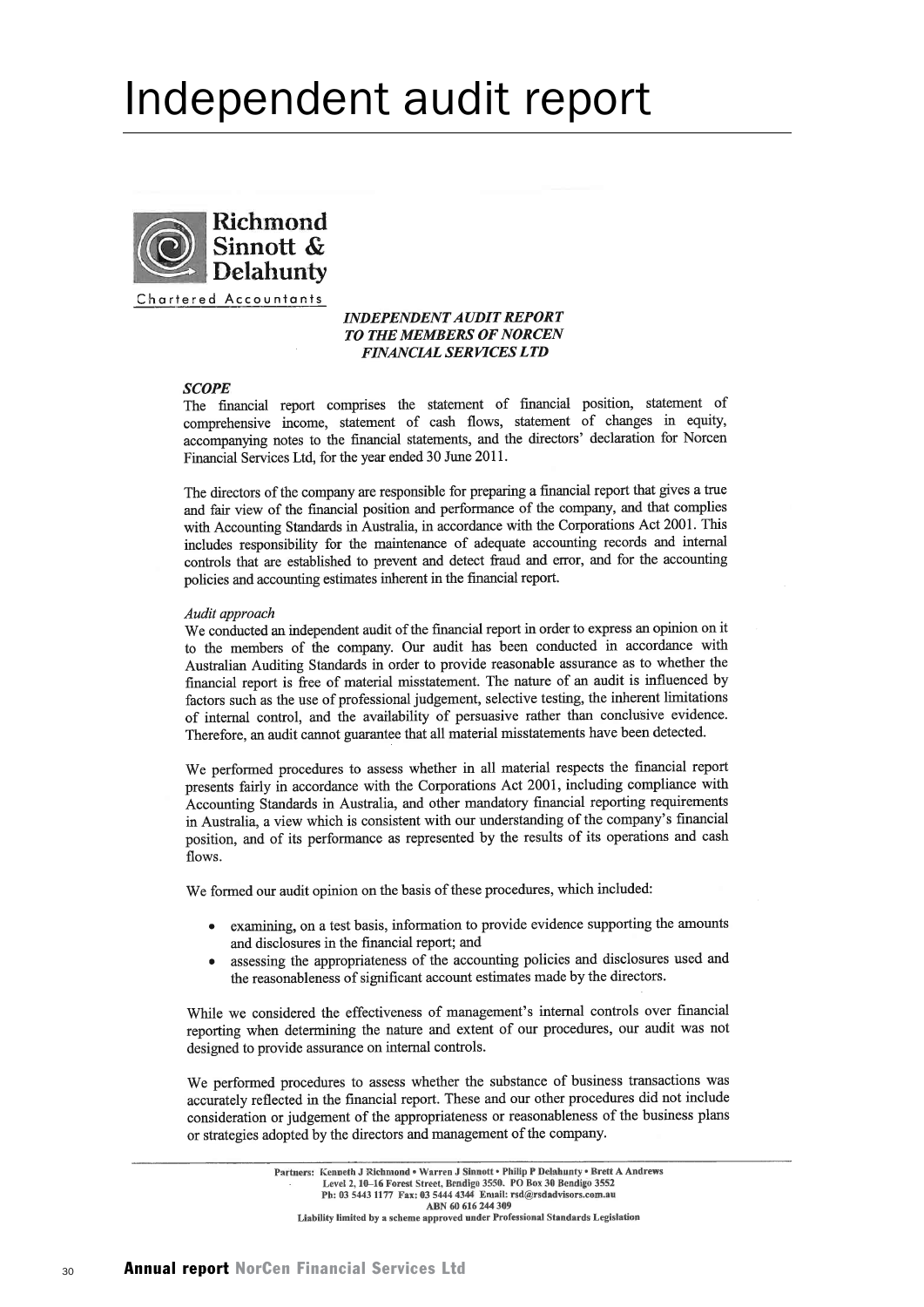# Independent audit report

**Richmond Sinnott & Delahunty**

Chartered Accountants

***INDEPENDENT AUDIT REPORT TO THE MEMBERS OF NORCEN FINANCIAL SERVICES LTD***

***SCOPE***

The financial report comprises the statement of financial position, statement of comprehensive income, statement of cash flows, statement of changes in equity, accompanying notes to the financial statements, and the directors' declaration for Norcen Financial Services Ltd, for the year ended 30 June 2011.

The directors of the company are responsible for preparing a financial report that gives a true and fair view of the financial position and performance of the company, and that complies with Accounting Standards in Australia, in accordance with the Corporations Act 2001. This includes responsibility for the maintenance of adequate accounting records and internal controls that are established to prevent and detect fraud and error, and for the accounting policies and accounting estimates inherent in the financial report.

*Audit approach*

We conducted an independent audit of the financial report in order to express an opinion on it to the members of the company. Our audit has been conducted in accordance with Australian Auditing Standards in order to provide reasonable assurance as to whether the financial report is free of material misstatement. The nature of an audit is influenced by factors such as the use of professional judgement, selective testing, the inherent limitations of internal control, and the availability of persuasive rather than conclusive evidence. Therefore, an audit cannot guarantee that all material misstatements have been detected.

We performed procedures to assess whether in all material respects the financial report presents fairly in accordance with the Corporations Act 2001, including compliance with Accounting Standards in Australia, and other mandatory financial reporting requirements in Australia, a view which is consistent with our understanding of the company's financial position, and of its performance as represented by the results of its operations and cash flows.

We formed our audit opinion on the basis of these procedures, which included:

- examining, on a test basis, information to provide evidence supporting the amounts and disclosures in the financial report; and
- assessing the appropriateness of the accounting policies and disclosures used and the reasonableness of significant account estimates made by the directors.

While we considered the effectiveness of management's internal controls over financial reporting when determining the nature and extent of our procedures, our audit was not designed to provide assurance on internal controls.

We performed procedures to assess whether the substance of business transactions was accurately reflected in the financial report. These and our other procedures did not include consideration or judgement of the appropriateness or reasonableness of the business plans or strategies adopted by the directors and management of the company.

Partners: Kenneth J Richmond • Warren J Sinnott • Philip P Delahunty • Brett A Andrews
Level 2, 10–16 Forest Street, Bendigo 3550. PO Box 30 Bendigo 3552
Ph: 03 5443 1177 Fax: 03 5444 4344 Email: rsd@rsdadvisors.com.au
ABN 60 616 244 309
Liability limited by a scheme approved under Professional Standards Legislation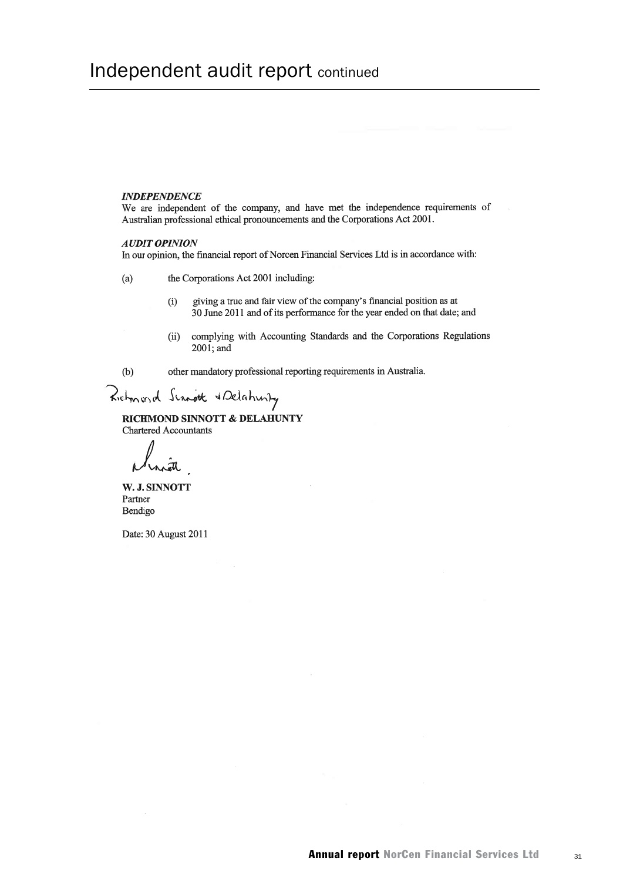# Independent audit report continued

***INDEPENDENCE***

We are independent of the company, and have met the independence requirements of Australian professional ethical pronouncements and the Corporations Act 2001.

***AUDIT OPINION***

In our opinion, the financial report of Norcen Financial Services Ltd is in accordance with:

(a) the Corporations Act 2001 including:

   (i) giving a true and fair view of the company's financial position as at 30 June 2011 and of its performance for the year ended on that date; and

   (ii) complying with Accounting Standards and the Corporations Regulations 2001; and

(b) other mandatory professional reporting requirements in Australia.

Richmond Sinnott & Delahunty

**RICHMOND SINNOTT & DELAHUNTY**
Chartered Accountants

**W. J. SINNOTT**
Partner
Bendigo

Date: 30 August 2011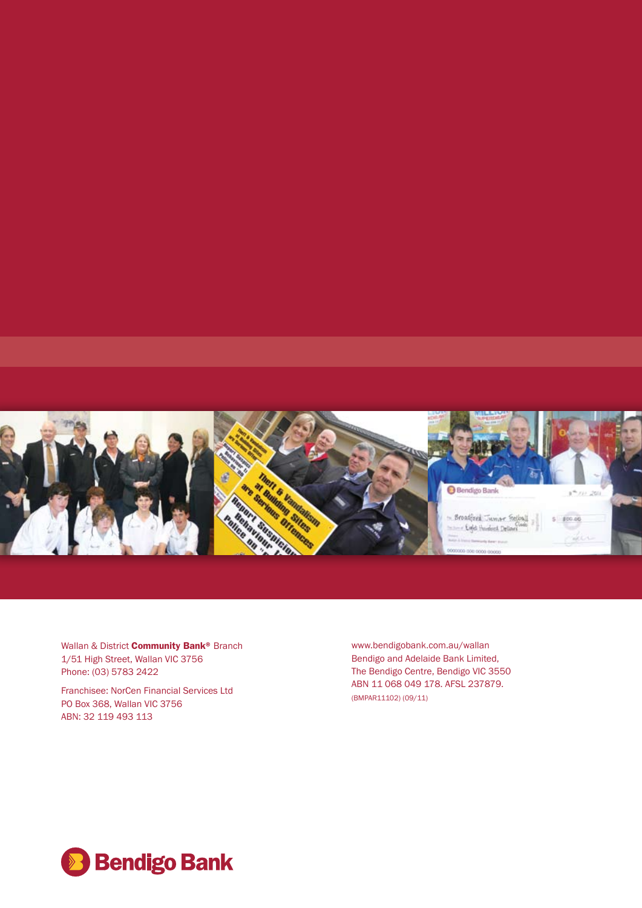Wallan & District **Community Bank**® Branch
1/51 High Street, Wallan VIC 3756
Phone: (03) 5783 2422

Franchisee: NorCen Financial Services Ltd
PO Box 368, Wallan VIC 3756
ABN: 32 119 493 113

www.bendigobank.com.au/wallan
Bendigo and Adelaide Bank Limited,
The Bendigo Centre, Bendigo VIC 3550
ABN 11 068 049 178. AFSL 237879.
(BMPAR11102) (09/11)

Bendigo Bank